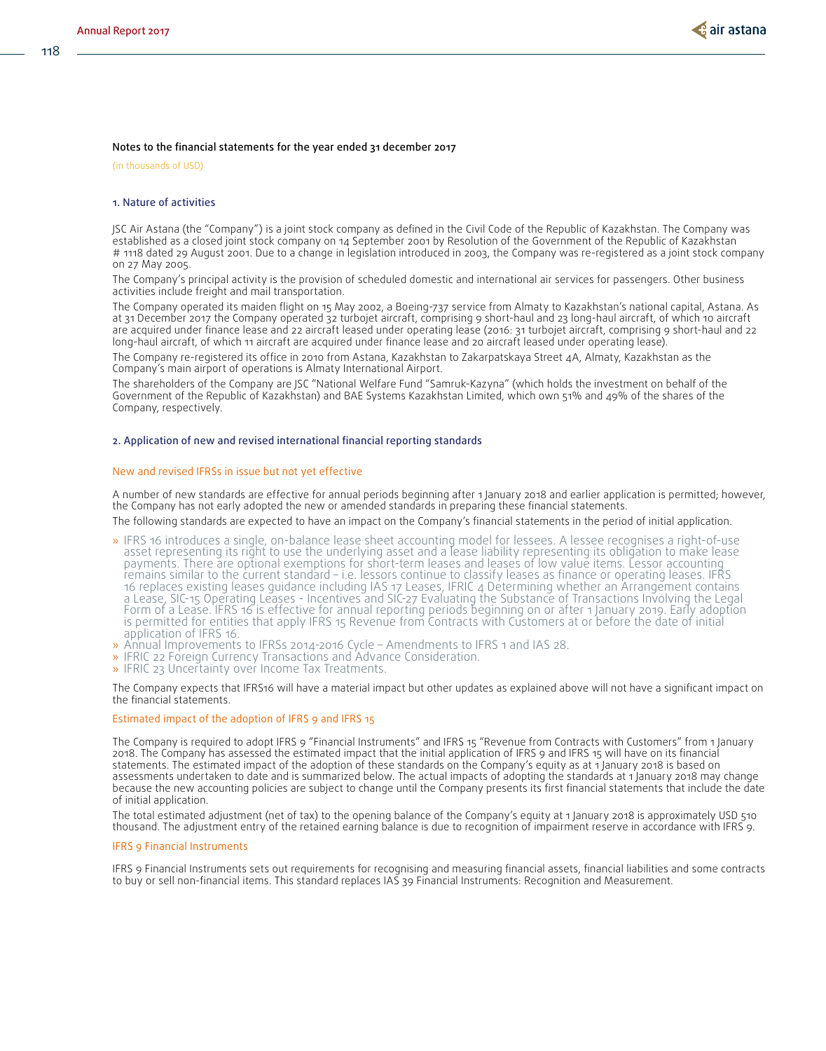## Notes to the financial statements for the year ended 31 december 2017

(in thousands of USD)

### 1. Nature of activities

JSC Air Astana (the "Company") is a joint stock company as defined in the Civil Code of the Republic of Kazakhstan. The Company was established as a closed joint stock company on 14 September 2001 by Resolution of the Government of the Republic of Kazakhstan # 1118 dated 29 August 2001. Due to a change in legislation introduced in 2003, the Company was re-registered as a joint stock company on 27 May 2005.

The Company's principal activity is the provision of scheduled domestic and international air services for passengers. Other business activities include freight and mail transportation.

The Company operated its maiden flight on 15 May 2002, a Boeing-737 service from Almaty to Kazakhstan's national capital, Astana. As at 31 December 2017 the Company operated 32 turbojet aircraft, comprising 9 short-haul and 23 long-haul aircraft, of which 10 aircraft are acquired under finance lease and 22 aircraft leased under operating lease (2016: 31 turbojet aircraft, comprising 9 short-haul and 22 long-haul aircraft, of which 11 aircraft are acquired under finance lease and 20 aircraft leased under operating lease).

The Company re-registered its office in 2010 from Astana, Kazakhstan to Zakarpatskaya Street 4A, Almaty, Kazakhstan as the Company's main airport of operations is Almaty International Airport.

The shareholders of the Company are JSC "National Welfare Fund "Samruk-Kazyna" (which holds the investment on behalf of the Government of the Republic of Kazakhstan) and BAE Systems Kazakhstan Limited, which own 51% and 49% of the shares of the Company, respectively.

### 2. Application of new and revised international financial reporting standards

#### New and revised IFRSs in issue but not yet effective

A number of new standards are effective for annual periods beginning after 1 January 2018 and earlier application is permitted; however, the Company has not early adopted the new or amended standards in preparing these financial statements.

The following standards are expected to have an impact on the Company's financial statements in the period of initial application.

- IFRS 16 introduces a single, on-balance lease sheet accounting model for lessees. A lessee recognises a right-of-use asset representing its right to use the underlying asset and a lease liability representing its obligation to make lease payments. There are optional exemptions for short-term leases and leases of low value items. Lessor accounting remains similar to the current standard – i.e. lessors continue to classify leases as finance or operating leases. IFRS 16 replaces existing leases guidance including IAS 17 Leases, IFRIC 4 Determining whether an Arrangement contains a Lease, SIC-15 Operating Leases - Incentives and SIC-27 Evaluating the Substance of Transactions Involving the Legal Form of a Lease. IFRS 16 is effective for annual reporting periods beginning on or after 1 January 2019. Early adoption is permitted for entities that apply IFRS 15 Revenue from Contracts with Customers at or before the date of initial application of IFRS 16.
- Annual Improvements to IFRSs 2014-2016 Cycle – Amendments to IFRS 1 and IAS 28.
- IFRIC 22 Foreign Currency Transactions and Advance Consideration.
- IFRIC 23 Uncertainty over Income Tax Treatments.

The Company expects that IFRS16 will have a material impact but other updates as explained above will not have a significant impact on the financial statements.

#### Estimated impact of the adoption of IFRS 9 and IFRS 15

The Company is required to adopt IFRS 9 "Financial Instruments" and IFRS 15 "Revenue from Contracts with Customers" from 1 January 2018. The Company has assessed the estimated impact that the initial application of IFRS 9 and IFRS 15 will have on its financial statements. The estimated impact of the adoption of these standards on the Company's equity as at 1 January 2018 is based on assessments undertaken to date and is summarized below. The actual impacts of adopting the standards at 1 January 2018 may change because the new accounting policies are subject to change until the Company presents its first financial statements that include the date of initial application.

The total estimated adjustment (net of tax) to the opening balance of the Company's equity at 1 January 2018 is approximately USD 510 thousand. The adjustment entry of the retained earning balance is due to recognition of impairment reserve in accordance with IFRS 9.

#### IFRS 9 Financial Instruments

IFRS 9 Financial Instruments sets out requirements for recognising and measuring financial assets, financial liabilities and some contracts to buy or sell non-financial items. This standard replaces IAS 39 Financial Instruments: Recognition and Measurement.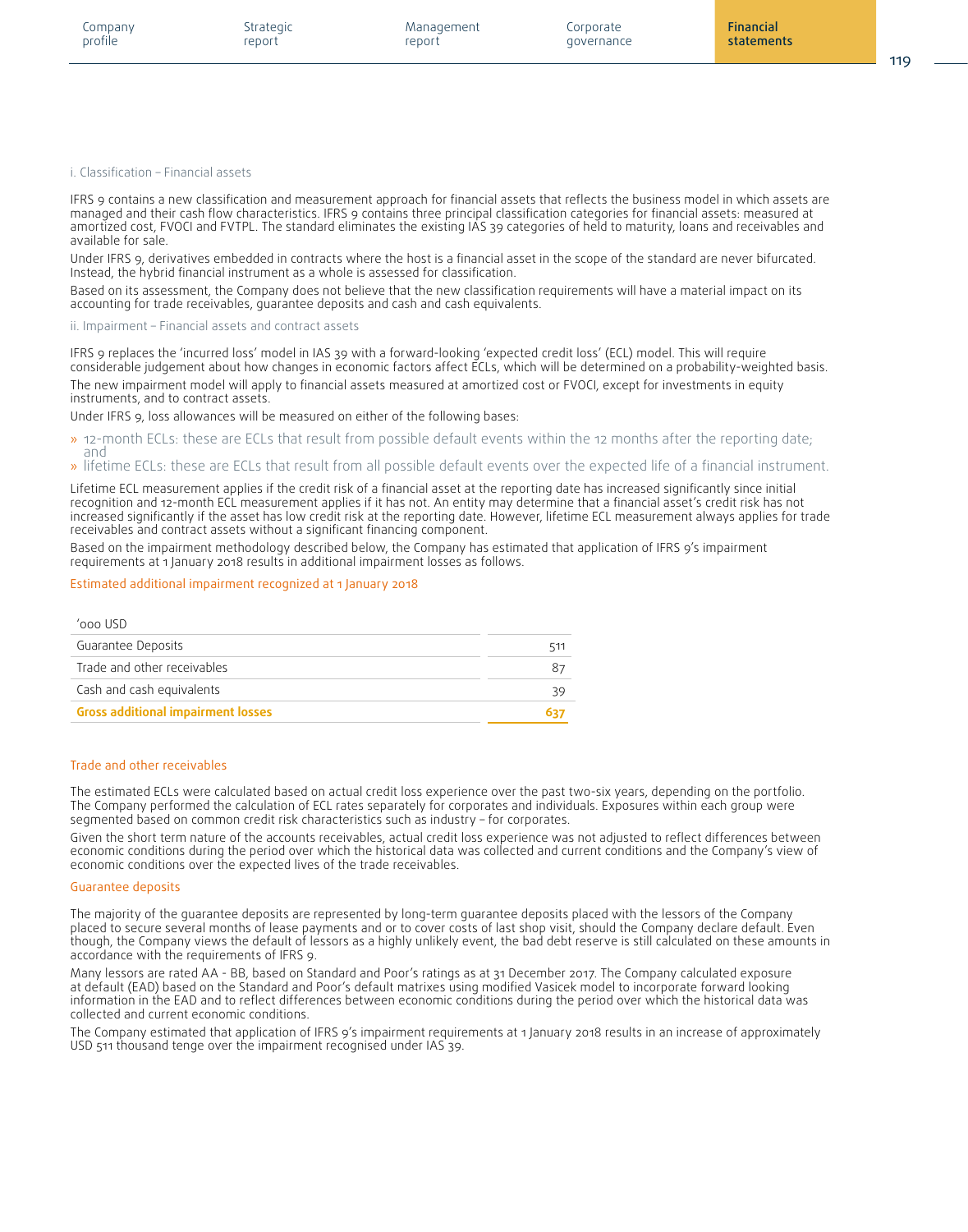### i. Classification – Financial assets

IFRS 9 contains a new classification and measurement approach for financial assets that reflects the business model in which assets are managed and their cash flow characteristics. IFRS 9 contains three principal classification categories for financial assets: measured at amortized cost, FVOCI and FVTPL. The standard eliminates the existing IAS 39 categories of held to maturity, loans and receivables and available for sale.

Under IFRS 9, derivatives embedded in contracts where the host is a financial asset in the scope of the standard are never bifurcated. Instead, the hybrid financial instrument as a whole is assessed for classification.

Based on its assessment, the Company does not believe that the new classification requirements will have a material impact on its accounting for trade receivables, guarantee deposits and cash and cash equivalents.

### ii. Impairment – Financial assets and contract assets

IFRS 9 replaces the 'incurred loss' model in IAS 39 with a forward-looking 'expected credit loss' (ECL) model. This will require considerable judgement about how changes in economic factors affect ECLs, which will be determined on a probability-weighted basis.

The new impairment model will apply to financial assets measured at amortized cost or FVOCI, except for investments in equity instruments, and to contract assets.

Under IFRS 9, loss allowances will be measured on either of the following bases:

- 12-month ECLs: these are ECLs that result from possible default events within the 12 months after the reporting date; and
- lifetime ECLs: these are ECLs that result from all possible default events over the expected life of a financial instrument.

Lifetime ECL measurement applies if the credit risk of a financial asset at the reporting date has increased significantly since initial recognition and 12-month ECL measurement applies if it has not. An entity may determine that a financial asset's credit risk has not increased significantly if the asset has low credit risk at the reporting date. However, lifetime ECL measurement always applies for trade receivables and contract assets without a significant financing component.

Based on the impairment methodology described below, the Company has estimated that application of IFRS 9's impairment requirements at 1 January 2018 results in additional impairment losses as follows.

#### Estimated additional impairment recognized at 1 January 2018

| '000 USD | |
|---|---|
| Guarantee Deposits | 511 |
| Trade and other receivables | 87 |
| Cash and cash equivalents | 39 |
| **Gross additional impairment losses** | **637** |

#### Trade and other receivables

The estimated ECLs were calculated based on actual credit loss experience over the past two-six years, depending on the portfolio. The Company performed the calculation of ECL rates separately for corporates and individuals. Exposures within each group were segmented based on common credit risk characteristics such as industry – for corporates.

Given the short term nature of the accounts receivables, actual credit loss experience was not adjusted to reflect differences between economic conditions during the period over which the historical data was collected and current conditions and the Company's view of economic conditions over the expected lives of the trade receivables.

#### Guarantee deposits

The majority of the guarantee deposits are represented by long-term guarantee deposits placed with the lessors of the Company placed to secure several months of lease payments and or to cover costs of last shop visit, should the Company declare default. Even though, the Company views the default of lessors as a highly unlikely event, the bad debt reserve is still calculated on these amounts in accordance with the requirements of IFRS 9.

Many lessors are rated AA - BB, based on Standard and Poor's ratings as at 31 December 2017. The Company calculated exposure at default (EAD) based on the Standard and Poor's default matrixes using modified Vasicek model to incorporate forward looking information in the EAD and to reflect differences between economic conditions during the period over which the historical data was collected and current economic conditions.

The Company estimated that application of IFRS 9's impairment requirements at 1 January 2018 results in an increase of approximately USD 511 thousand tenge over the impairment recognised under IAS 39.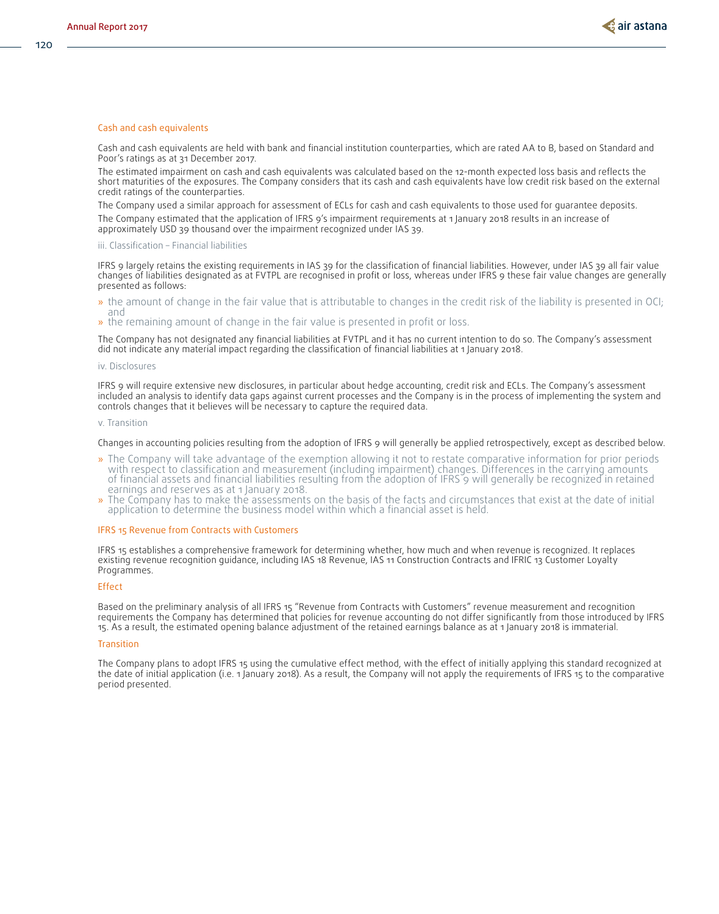#### Cash and cash equivalents

Cash and cash equivalents are held with bank and financial institution counterparties, which are rated AA to B, based on Standard and Poor's ratings as at 31 December 2017.

The estimated impairment on cash and cash equivalents was calculated based on the 12-month expected loss basis and reflects the short maturities of the exposures. The Company considers that its cash and cash equivalents have low credit risk based on the external credit ratings of the counterparties.

The Company used a similar approach for assessment of ECLs for cash and cash equivalents to those used for guarantee deposits.

The Company estimated that the application of IFRS 9's impairment requirements at 1 January 2018 results in an increase of approximately USD 39 thousand over the impairment recognized under IAS 39.

##### iii. Classification – Financial liabilities

IFRS 9 largely retains the existing requirements in IAS 39 for the classification of financial liabilities. However, under IAS 39 all fair value changes of liabilities designated as at FVTPL are recognised in profit or loss, whereas under IFRS 9 these fair value changes are generally presented as follows:

- the amount of change in the fair value that is attributable to changes in the credit risk of the liability is presented in OCI; and
- the remaining amount of change in the fair value is presented in profit or loss.

The Company has not designated any financial liabilities at FVTPL and it has no current intention to do so. The Company's assessment did not indicate any material impact regarding the classification of financial liabilities at 1 January 2018.

##### iv. Disclosures

IFRS 9 will require extensive new disclosures, in particular about hedge accounting, credit risk and ECLs. The Company's assessment included an analysis to identify data gaps against current processes and the Company is in the process of implementing the system and controls changes that it believes will be necessary to capture the required data.

##### v. Transition

Changes in accounting policies resulting from the adoption of IFRS 9 will generally be applied retrospectively, except as described below.

- The Company will take advantage of the exemption allowing it not to restate comparative information for prior periods with respect to classification and measurement (including impairment) changes. Differences in the carrying amounts of financial assets and financial liabilities resulting from the adoption of IFRS 9 will generally be recognized in retained earnings and reserves as at 1 January 2018.
- The Company has to make the assessments on the basis of the facts and circumstances that exist at the date of initial application to determine the business model within which a financial asset is held.

#### IFRS 15 Revenue from Contracts with Customers

IFRS 15 establishes a comprehensive framework for determining whether, how much and when revenue is recognized. It replaces existing revenue recognition guidance, including IAS 18 Revenue, IAS 11 Construction Contracts and IFRIC 13 Customer Loyalty Programmes.

#### Effect

Based on the preliminary analysis of all IFRS 15 "Revenue from Contracts with Customers" revenue measurement and recognition requirements the Company has determined that policies for revenue accounting do not differ significantly from those introduced by IFRS 15. As a result, the estimated opening balance adjustment of the retained earnings balance as at 1 January 2018 is immaterial.

#### Transition

The Company plans to adopt IFRS 15 using the cumulative effect method, with the effect of initially applying this standard recognized at the date of initial application (i.e. 1 January 2018). As a result, the Company will not apply the requirements of IFRS 15 to the comparative period presented.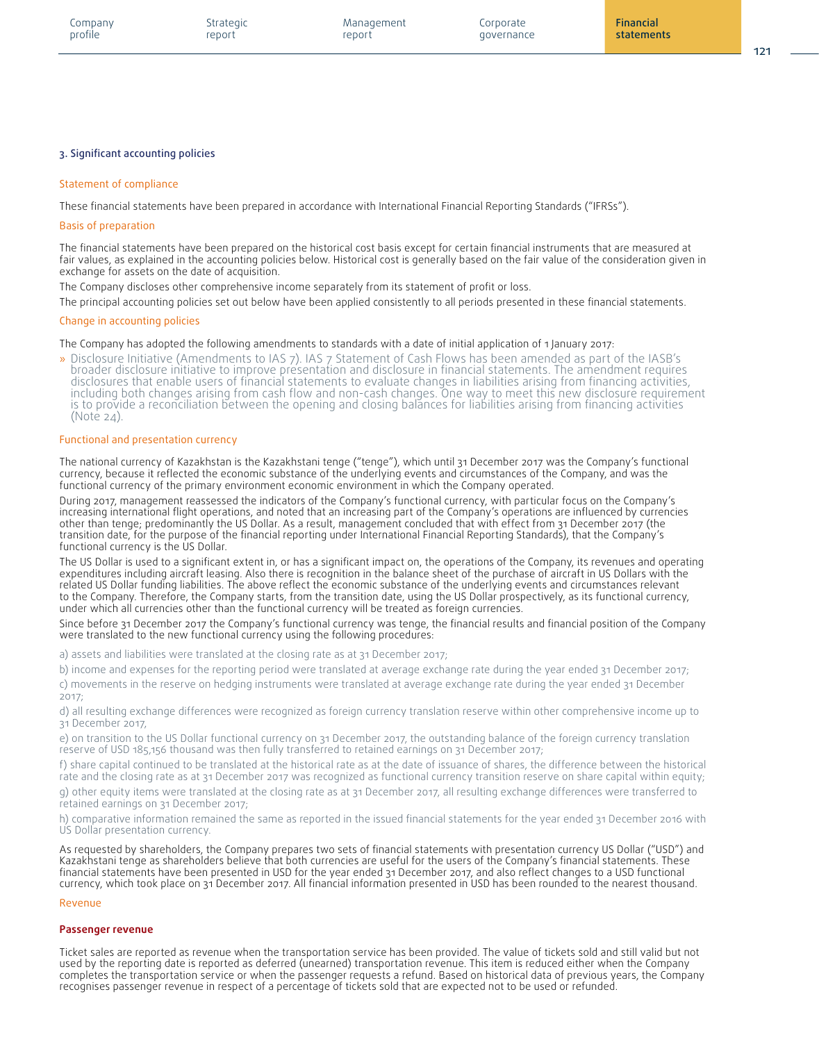## 3. Significant accounting policies

### Statement of compliance

These financial statements have been prepared in accordance with International Financial Reporting Standards ("IFRSs").

### Basis of preparation

The financial statements have been prepared on the historical cost basis except for certain financial instruments that are measured at fair values, as explained in the accounting policies below. Historical cost is generally based on the fair value of the consideration given in exchange for assets on the date of acquisition.

The Company discloses other comprehensive income separately from its statement of profit or loss.

The principal accounting policies set out below have been applied consistently to all periods presented in these financial statements.

### Change in accounting policies

The Company has adopted the following amendments to standards with a date of initial application of 1 January 2017:

» Disclosure Initiative (Amendments to IAS 7). IAS 7 Statement of Cash Flows has been amended as part of the IASB's broader disclosure initiative to improve presentation and disclosure in financial statements. The amendment requires disclosures that enable users of financial statements to evaluate changes in liabilities arising from financing activities, including both changes arising from cash flow and non-cash changes. One way to meet this new disclosure requirement is to provide a reconciliation between the opening and closing balances for liabilities arising from financing activities (Note 24).

### Functional and presentation currency

The national currency of Kazakhstan is the Kazakhstani tenge ("tenge"), which until 31 December 2017 was the Company's functional currency, because it reflected the economic substance of the underlying events and circumstances of the Company, and was the functional currency of the primary environment economic environment in which the Company operated.

During 2017, management reassessed the indicators of the Company's functional currency, with particular focus on the Company's increasing international flight operations, and noted that an increasing part of the Company's operations are influenced by currencies other than tenge; predominantly the US Dollar. As a result, management concluded that with effect from 31 December 2017 (the transition date, for the purpose of the financial reporting under International Financial Reporting Standards), that the Company's functional currency is the US Dollar.

The US Dollar is used to a significant extent in, or has a significant impact on, the operations of the Company, its revenues and operating expenditures including aircraft leasing. Also there is recognition in the balance sheet of the purchase of aircraft in US Dollars with the related US Dollar funding liabilities. The above reflect the economic substance of the underlying events and circumstances relevant to the Company. Therefore, the Company starts, from the transition date, using the US Dollar prospectively, as its functional currency, under which all currencies other than the functional currency will be treated as foreign currencies.

Since before 31 December 2017 the Company's functional currency was tenge, the financial results and financial position of the Company were translated to the new functional currency using the following procedures:

a) assets and liabilities were translated at the closing rate as at 31 December 2017;

b) income and expenses for the reporting period were translated at average exchange rate during the year ended 31 December 2017;

c) movements in the reserve on hedging instruments were translated at average exchange rate during the year ended 31 December 2017;

d) all resulting exchange differences were recognized as foreign currency translation reserve within other comprehensive income up to 31 December 2017,

e) on transition to the US Dollar functional currency on 31 December 2017, the outstanding balance of the foreign currency translation reserve of USD 185,156 thousand was then fully transferred to retained earnings on 31 December 2017;

f) share capital continued to be translated at the historical rate as at the date of issuance of shares, the difference between the historical rate and the closing rate as at 31 December 2017 was recognized as functional currency transition reserve on share capital within equity;

g) other equity items were translated at the closing rate as at 31 December 2017, all resulting exchange differences were transferred to retained earnings on 31 December 2017;

h) comparative information remained the same as reported in the issued financial statements for the year ended 31 December 2016 with US Dollar presentation currency.

As requested by shareholders, the Company prepares two sets of financial statements with presentation currency US Dollar ("USD") and Kazakhstani tenge as shareholders believe that both currencies are useful for the users of the Company's financial statements. These financial statements have been presented in USD for the year ended 31 December 2017, and also reflect changes to a USD functional currency, which took place on 31 December 2017. All financial information presented in USD has been rounded to the nearest thousand.

### Revenue

#### Passenger revenue

Ticket sales are reported as revenue when the transportation service has been provided. The value of tickets sold and still valid but not used by the reporting date is reported as deferred (unearned) transportation revenue. This item is reduced either when the Company completes the transportation service or when the passenger requests a refund. Based on historical data of previous years, the Company recognises passenger revenue in respect of a percentage of tickets sold that are expected not to be used or refunded.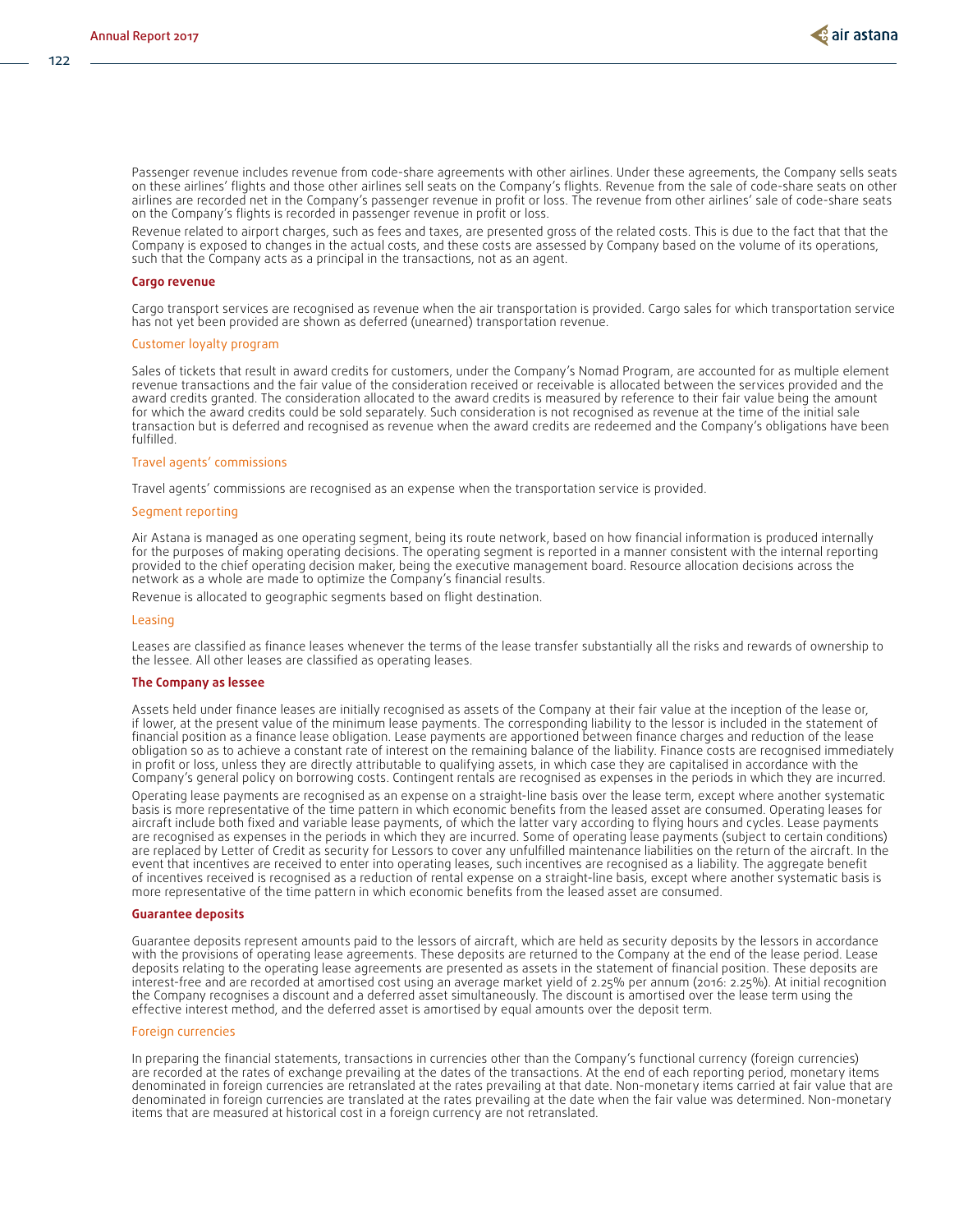Passenger revenue includes revenue from code-share agreements with other airlines. Under these agreements, the Company sells seats on these airlines' flights and those other airlines sell seats on the Company's flights. Revenue from the sale of code-share seats on other airlines are recorded net in the Company's passenger revenue in profit or loss. The revenue from other airlines' sale of code-share seats on the Company's flights is recorded in passenger revenue in profit or loss.

Revenue related to airport charges, such as fees and taxes, are presented gross of the related costs. This is due to the fact that that the Company is exposed to changes in the actual costs, and these costs are assessed by Company based on the volume of its operations, such that the Company acts as a principal in the transactions, not as an agent.

#### Cargo revenue

Cargo transport services are recognised as revenue when the air transportation is provided. Cargo sales for which transportation service has not yet been provided are shown as deferred (unearned) transportation revenue.

### Customer loyalty program

Sales of tickets that result in award credits for customers, under the Company's Nomad Program, are accounted for as multiple element revenue transactions and the fair value of the consideration received or receivable is allocated between the services provided and the award credits granted. The consideration allocated to the award credits is measured by reference to their fair value being the amount for which the award credits could be sold separately. Such consideration is not recognised as revenue at the time of the initial sale transaction but is deferred and recognised as revenue when the award credits are redeemed and the Company's obligations have been fulfilled.

### Travel agents' commissions

Travel agents' commissions are recognised as an expense when the transportation service is provided.

### Segment reporting

Air Astana is managed as one operating segment, being its route network, based on how financial information is produced internally for the purposes of making operating decisions. The operating segment is reported in a manner consistent with the internal reporting provided to the chief operating decision maker, being the executive management board. Resource allocation decisions across the network as a whole are made to optimize the Company's financial results.

Revenue is allocated to geographic segments based on flight destination.

### Leasing

Leases are classified as finance leases whenever the terms of the lease transfer substantially all the risks and rewards of ownership to the lessee. All other leases are classified as operating leases.

#### The Company as lessee

Assets held under finance leases are initially recognised as assets of the Company at their fair value at the inception of the lease or, if lower, at the present value of the minimum lease payments. The corresponding liability to the lessor is included in the statement of financial position as a finance lease obligation. Lease payments are apportioned between finance charges and reduction of the lease obligation so as to achieve a constant rate of interest on the remaining balance of the liability. Finance costs are recognised immediately in profit or loss, unless they are directly attributable to qualifying assets, in which case they are capitalised in accordance with the Company's general policy on borrowing costs. Contingent rentals are recognised as expenses in the periods in which they are incurred.

Operating lease payments are recognised as an expense on a straight-line basis over the lease term, except where another systematic basis is more representative of the time pattern in which economic benefits from the leased asset are consumed. Operating leases for aircraft include both fixed and variable lease payments, of which the latter vary according to flying hours and cycles. Lease payments are recognised as expenses in the periods in which they are incurred. Some of operating lease payments (subject to certain conditions) are replaced by Letter of Credit as security for Lessors to cover any unfulfilled maintenance liabilities on the return of the aircraft. In the event that incentives are received to enter into operating leases, such incentives are recognised as a liability. The aggregate benefit of incentives received is recognised as a reduction of rental expense on a straight-line basis, except where another systematic basis is more representative of the time pattern in which economic benefits from the leased asset are consumed.

#### Guarantee deposits

Guarantee deposits represent amounts paid to the lessors of aircraft, which are held as security deposits by the lessors in accordance with the provisions of operating lease agreements. These deposits are returned to the Company at the end of the lease period. Lease deposits relating to the operating lease agreements are presented as assets in the statement of financial position. These deposits are interest-free and are recorded at amortised cost using an average market yield of 2.25% per annum (2016: 2.25%). At initial recognition the Company recognises a discount and a deferred asset simultaneously. The discount is amortised over the lease term using the effective interest method, and the deferred asset is amortised by equal amounts over the deposit term.

### Foreign currencies

In preparing the financial statements, transactions in currencies other than the Company's functional currency (foreign currencies) are recorded at the rates of exchange prevailing at the dates of the transactions. At the end of each reporting period, monetary items denominated in foreign currencies are retranslated at the rates prevailing at that date. Non-monetary items carried at fair value that are denominated in foreign currencies are translated at the rates prevailing at the date when the fair value was determined. Non-monetary items that are measured at historical cost in a foreign currency are not retranslated.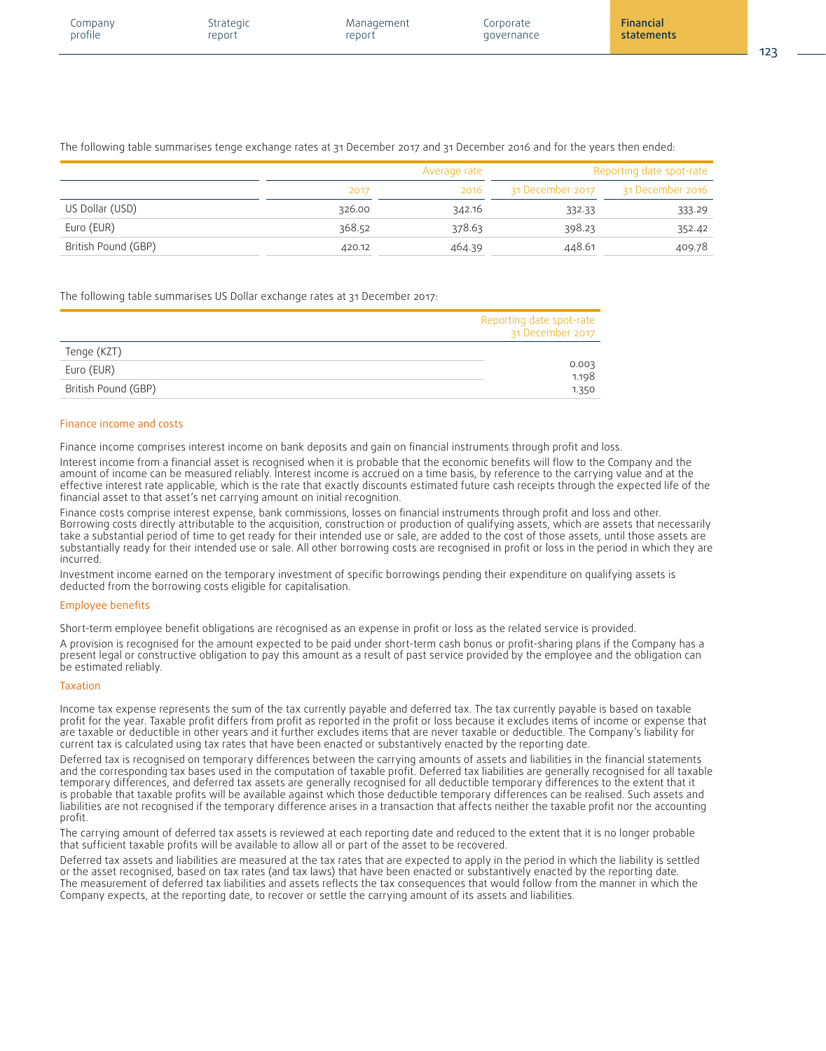The following table summarises tenge exchange rates at 31 December 2017 and 31 December 2016 and for the years then ended:

| | Average rate | | Reporting date spot-rate | |
|---|---|---|---|---|
| | 2017 | 2016 | 31 December 2017 | 31 December 2016 |
| US Dollar (USD) | 326.00 | 342.16 | 332.33 | 333.29 |
| Euro (EUR) | 368.52 | 378.63 | 398.23 | 352.42 |
| British Pound (GBP) | 420.12 | 464.39 | 448.61 | 409.78 |

The following table summarises US Dollar exchange rates at 31 December 2017:

| | Reporting date spot-rate 31 December 2017 |
|---|---|
| Tenge (KZT) | 0.003 |
| Euro (EUR) | 1.198 |
| British Pound (GBP) | 1.350 |

### Finance income and costs

Finance income comprises interest income on bank deposits and gain on financial instruments through profit and loss.

Interest income from a financial asset is recognised when it is probable that the economic benefits will flow to the Company and the amount of income can be measured reliably. Interest income is accrued on a time basis, by reference to the carrying value and at the effective interest rate applicable, which is the rate that exactly discounts estimated future cash receipts through the expected life of the financial asset to that asset's net carrying amount on initial recognition.

Finance costs comprise interest expense, bank commissions, losses on financial instruments through profit and loss and other. Borrowing costs directly attributable to the acquisition, construction or production of qualifying assets, which are assets that necessarily take a substantial period of time to get ready for their intended use or sale, are added to the cost of those assets, until those assets are substantially ready for their intended use or sale. All other borrowing costs are recognised in profit or loss in the period in which they are incurred.

Investment income earned on the temporary investment of specific borrowings pending their expenditure on qualifying assets is deducted from the borrowing costs eligible for capitalisation.

### Employee benefits

Short-term employee benefit obligations are recognised as an expense in profit or loss as the related service is provided.

A provision is recognised for the amount expected to be paid under short-term cash bonus or profit-sharing plans if the Company has a present legal or constructive obligation to pay this amount as a result of past service provided by the employee and the obligation can be estimated reliably.

### Taxation

Income tax expense represents the sum of the tax currently payable and deferred tax. The tax currently payable is based on taxable profit for the year. Taxable profit differs from profit as reported in the profit or loss because it excludes items of income or expense that are taxable or deductible in other years and it further excludes items that are never taxable or deductible. The Company's liability for current tax is calculated using tax rates that have been enacted or substantively enacted by the reporting date.

Deferred tax is recognised on temporary differences between the carrying amounts of assets and liabilities in the financial statements and the corresponding tax bases used in the computation of taxable profit. Deferred tax liabilities are generally recognised for all taxable temporary differences, and deferred tax assets are generally recognised for all deductible temporary differences to the extent that it is probable that taxable profits will be available against which those deductible temporary differences can be realised. Such assets and liabilities are not recognised if the temporary difference arises in a transaction that affects neither the taxable profit nor the accounting profit.

The carrying amount of deferred tax assets is reviewed at each reporting date and reduced to the extent that it is no longer probable that sufficient taxable profits will be available to allow all or part of the asset to be recovered.

Deferred tax assets and liabilities are measured at the tax rates that are expected to apply in the period in which the liability is settled or the asset recognised, based on tax rates (and tax laws) that have been enacted or substantively enacted by the reporting date. The measurement of deferred tax liabilities and assets reflects the tax consequences that would follow from the manner in which the Company expects, at the reporting date, to recover or settle the carrying amount of its assets and liabilities.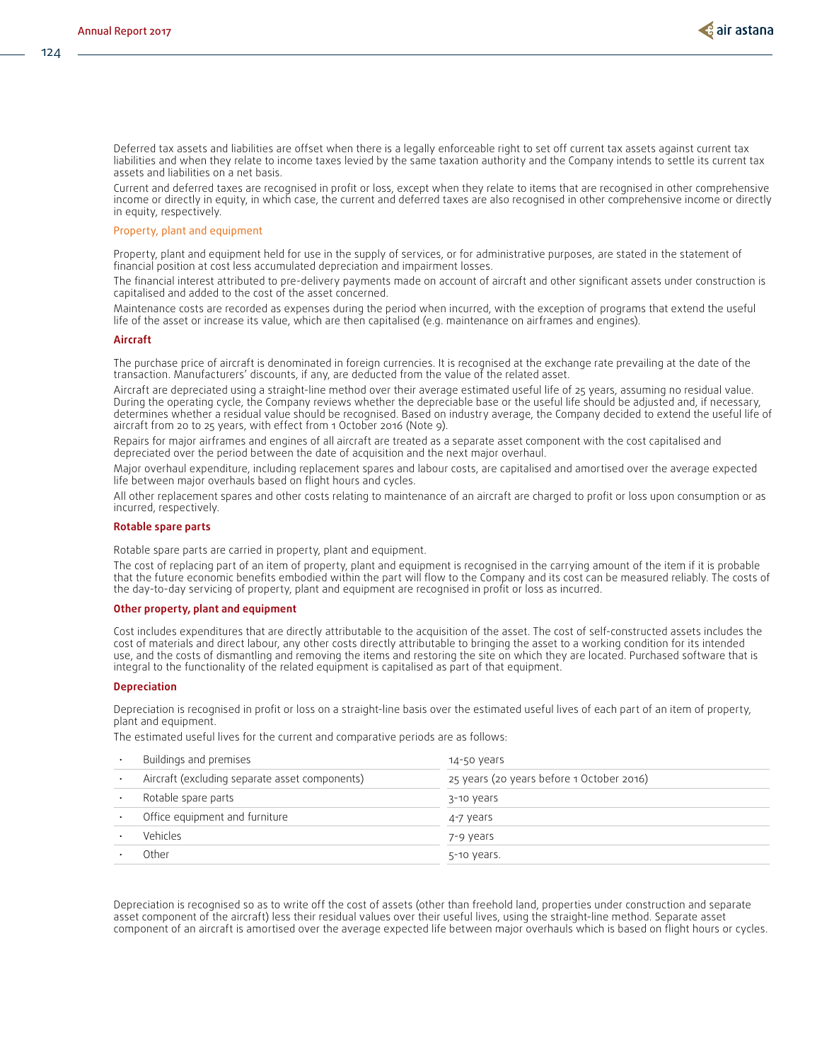Deferred tax assets and liabilities are offset when there is a legally enforceable right to set off current tax assets against current tax liabilities and when they relate to income taxes levied by the same taxation authority and the Company intends to settle its current tax assets and liabilities on a net basis.

Current and deferred taxes are recognised in profit or loss, except when they relate to items that are recognised in other comprehensive income or directly in equity, in which case, the current and deferred taxes are also recognised in other comprehensive income or directly in equity, respectively.

## Property, plant and equipment

Property, plant and equipment held for use in the supply of services, or for administrative purposes, are stated in the statement of financial position at cost less accumulated depreciation and impairment losses.

The financial interest attributed to pre-delivery payments made on account of aircraft and other significant assets under construction is capitalised and added to the cost of the asset concerned.

Maintenance costs are recorded as expenses during the period when incurred, with the exception of programs that extend the useful life of the asset or increase its value, which are then capitalised (e.g. maintenance on airframes and engines).

### Aircraft

The purchase price of aircraft is denominated in foreign currencies. It is recognised at the exchange rate prevailing at the date of the transaction. Manufacturers' discounts, if any, are deducted from the value of the related asset.

Aircraft are depreciated using a straight-line method over their average estimated useful life of 25 years, assuming no residual value. During the operating cycle, the Company reviews whether the depreciable base or the useful life should be adjusted and, if necessary, determines whether a residual value should be recognised. Based on industry average, the Company decided to extend the useful life of aircraft from 20 to 25 years, with effect from 1 October 2016 (Note 9).

Repairs for major airframes and engines of all aircraft are treated as a separate asset component with the cost capitalised and depreciated over the period between the date of acquisition and the next major overhaul.

Major overhaul expenditure, including replacement spares and labour costs, are capitalised and amortised over the average expected life between major overhauls based on flight hours and cycles.

All other replacement spares and other costs relating to maintenance of an aircraft are charged to profit or loss upon consumption or as incurred, respectively.

### Rotable spare parts

Rotable spare parts are carried in property, plant and equipment.

The cost of replacing part of an item of property, plant and equipment is recognised in the carrying amount of the item if it is probable that the future economic benefits embodied within the part will flow to the Company and its cost can be measured reliably. The costs of the day-to-day servicing of property, plant and equipment are recognised in profit or loss as incurred.

### Other property, plant and equipment

Cost includes expenditures that are directly attributable to the acquisition of the asset. The cost of self-constructed assets includes the cost of materials and direct labour, any other costs directly attributable to bringing the asset to a working condition for its intended use, and the costs of dismantling and removing the items and restoring the site on which they are located. Purchased software that is integral to the functionality of the related equipment is capitalised as part of that equipment.

### Depreciation

Depreciation is recognised in profit or loss on a straight-line basis over the estimated useful lives of each part of an item of property, plant and equipment.

The estimated useful lives for the current and comparative periods are as follows:

| Asset | Useful life |
|---|---|
| • Buildings and premises | 14-50 years |
| • Aircraft (excluding separate asset components) | 25 years (20 years before 1 October 2016) |
| • Rotable spare parts | 3-10 years |
| • Office equipment and furniture | 4-7 years |
| • Vehicles | 7-9 years |
| • Other | 5-10 years. |

Depreciation is recognised so as to write off the cost of assets (other than freehold land, properties under construction and separate asset component of the aircraft) less their residual values over their useful lives, using the straight-line method. Separate asset component of an aircraft is amortised over the average expected life between major overhauls which is based on flight hours or cycles.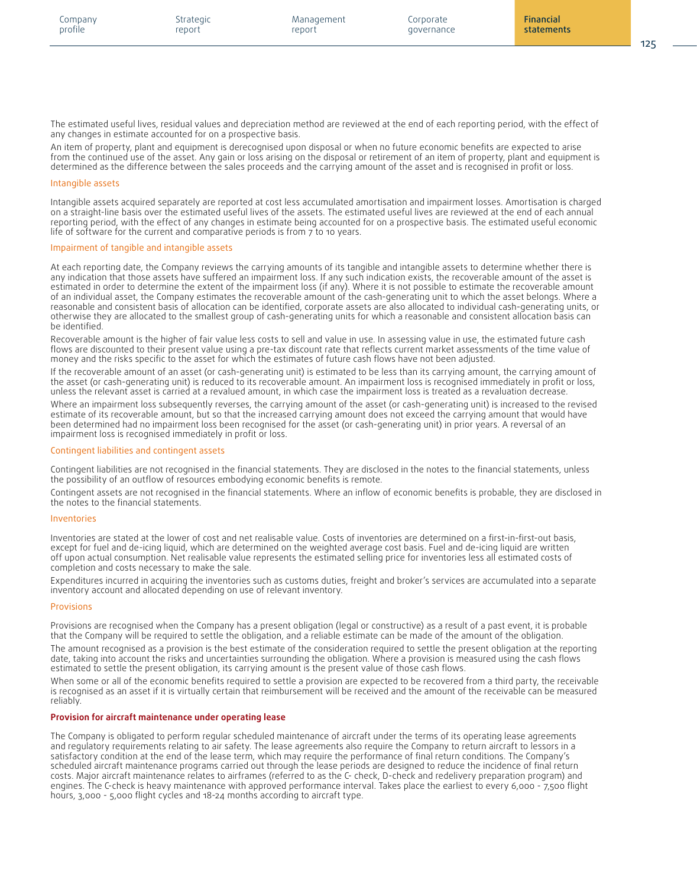The estimated useful lives, residual values and depreciation method are reviewed at the end of each reporting period, with the effect of any changes in estimate accounted for on a prospective basis.

An item of property, plant and equipment is derecognised upon disposal or when no future economic benefits are expected to arise from the continued use of the asset. Any gain or loss arising on the disposal or retirement of an item of property, plant and equipment is determined as the difference between the sales proceeds and the carrying amount of the asset and is recognised in profit or loss.

### Intangible assets

Intangible assets acquired separately are reported at cost less accumulated amortisation and impairment losses. Amortisation is charged on a straight-line basis over the estimated useful lives of the assets. The estimated useful lives are reviewed at the end of each annual reporting period, with the effect of any changes in estimate being accounted for on a prospective basis. The estimated useful economic life of software for the current and comparative periods is from 7 to 10 years.

### Impairment of tangible and intangible assets

At each reporting date, the Company reviews the carrying amounts of its tangible and intangible assets to determine whether there is any indication that those assets have suffered an impairment loss. If any such indication exists, the recoverable amount of the asset is estimated in order to determine the extent of the impairment loss (if any). Where it is not possible to estimate the recoverable amount of an individual asset, the Company estimates the recoverable amount of the cash-generating unit to which the asset belongs. Where a reasonable and consistent basis of allocation can be identified, corporate assets are also allocated to individual cash-generating units, or otherwise they are allocated to the smallest group of cash-generating units for which a reasonable and consistent allocation basis can be identified.

Recoverable amount is the higher of fair value less costs to sell and value in use. In assessing value in use, the estimated future cash flows are discounted to their present value using a pre-tax discount rate that reflects current market assessments of the time value of money and the risks specific to the asset for which the estimates of future cash flows have not been adjusted.

If the recoverable amount of an asset (or cash-generating unit) is estimated to be less than its carrying amount, the carrying amount of the asset (or cash-generating unit) is reduced to its recoverable amount. An impairment loss is recognised immediately in profit or loss, unless the relevant asset is carried at a revalued amount, in which case the impairment loss is treated as a revaluation decrease.

Where an impairment loss subsequently reverses, the carrying amount of the asset (or cash-generating unit) is increased to the revised estimate of its recoverable amount, but so that the increased carrying amount does not exceed the carrying amount that would have been determined had no impairment loss been recognised for the asset (or cash-generating unit) in prior years. A reversal of an impairment loss is recognised immediately in profit or loss.

### Contingent liabilities and contingent assets

Contingent liabilities are not recognised in the financial statements. They are disclosed in the notes to the financial statements, unless the possibility of an outflow of resources embodying economic benefits is remote.

Contingent assets are not recognised in the financial statements. Where an inflow of economic benefits is probable, they are disclosed in the notes to the financial statements.

### Inventories

Inventories are stated at the lower of cost and net realisable value. Costs of inventories are determined on a first-in-first-out basis, except for fuel and de-icing liquid, which are determined on the weighted average cost basis. Fuel and de-icing liquid are written off upon actual consumption. Net realisable value represents the estimated selling price for inventories less all estimated costs of completion and costs necessary to make the sale.

Expenditures incurred in acquiring the inventories such as customs duties, freight and broker's services are accumulated into a separate inventory account and allocated depending on use of relevant inventory.

### Provisions

Provisions are recognised when the Company has a present obligation (legal or constructive) as a result of a past event, it is probable that the Company will be required to settle the obligation, and a reliable estimate can be made of the amount of the obligation.

The amount recognised as a provision is the best estimate of the consideration required to settle the present obligation at the reporting date, taking into account the risks and uncertainties surrounding the obligation. Where a provision is measured using the cash flows estimated to settle the present obligation, its carrying amount is the present value of those cash flows.

When some or all of the economic benefits required to settle a provision are expected to be recovered from a third party, the receivable is recognised as an asset if it is virtually certain that reimbursement will be received and the amount of the receivable can be measured reliably.

#### Provision for aircraft maintenance under operating lease

The Company is obligated to perform regular scheduled maintenance of aircraft under the terms of its operating lease agreements and regulatory requirements relating to air safety. The lease agreements also require the Company to return aircraft to lessors in a satisfactory condition at the end of the lease term, which may require the performance of final return conditions. The Company's scheduled aircraft maintenance programs carried out through the lease periods are designed to reduce the incidence of final return costs. Major aircraft maintenance relates to airframes (referred to as the C- check, D-check and redelivery preparation program) and engines. The C-check is heavy maintenance with approved performance interval. Takes place the earliest to every 6,000 - 7,500 flight hours, 3,000 - 5,000 flight cycles and 18-24 months according to aircraft type.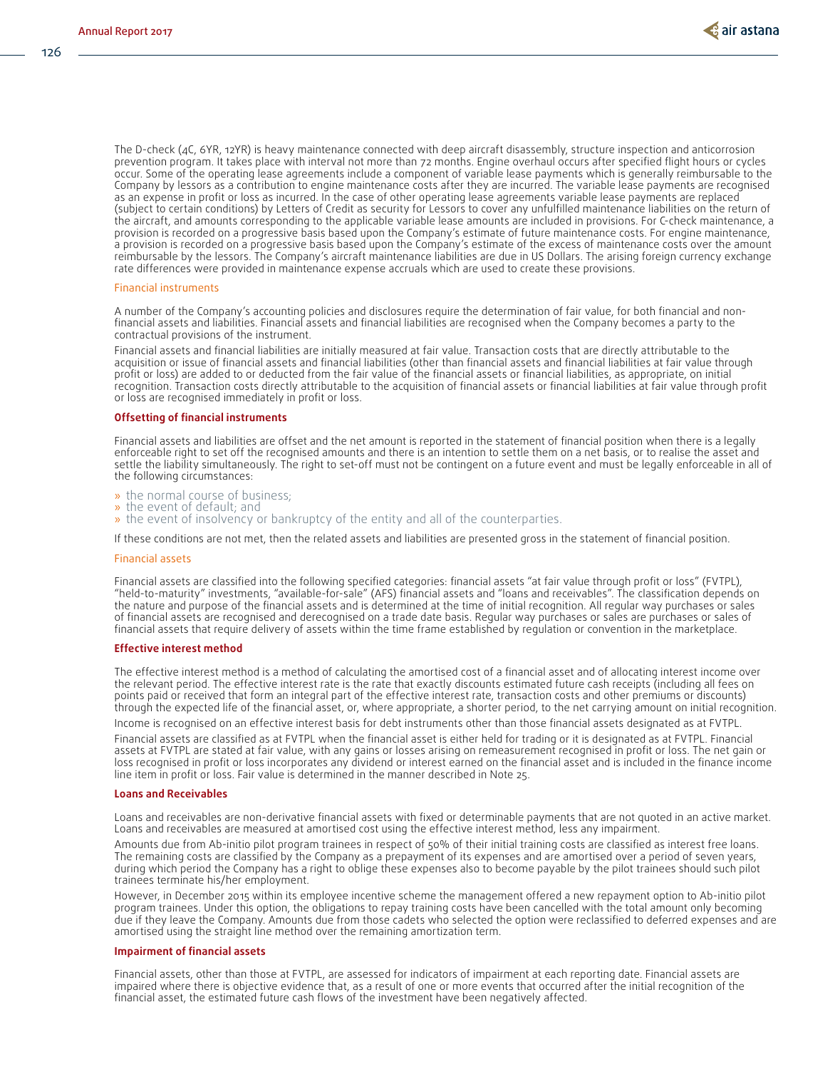The D-check (4C, 6YR, 12YR) is heavy maintenance connected with deep aircraft disassembly, structure inspection and anticorrosion prevention program. It takes place with interval not more than 72 months. Engine overhaul occurs after specified flight hours or cycles occur. Some of the operating lease agreements include a component of variable lease payments which is generally reimbursable to the Company by lessors as a contribution to engine maintenance costs after they are incurred. The variable lease payments are recognised as an expense in profit or loss as incurred. In the case of other operating lease agreements variable lease payments are replaced (subject to certain conditions) by Letters of Credit as security for Lessors to cover any unfulfilled maintenance liabilities on the return of the aircraft, and amounts corresponding to the applicable variable lease amounts are included in provisions. For C-check maintenance, a provision is recorded on a progressive basis based upon the Company's estimate of future maintenance costs. For engine maintenance, a provision is recorded on a progressive basis based upon the Company's estimate of the excess of maintenance costs over the amount reimbursable by the lessors. The Company's aircraft maintenance liabilities are due in US Dollars. The arising foreign currency exchange rate differences were provided in maintenance expense accruals which are used to create these provisions.

### Financial instruments

A number of the Company's accounting policies and disclosures require the determination of fair value, for both financial and non-financial assets and liabilities. Financial assets and financial liabilities are recognised when the Company becomes a party to the contractual provisions of the instrument.

Financial assets and financial liabilities are initially measured at fair value. Transaction costs that are directly attributable to the acquisition or issue of financial assets and financial liabilities (other than financial assets and financial liabilities at fair value through profit or loss) are added to or deducted from the fair value of the financial assets or financial liabilities, as appropriate, on initial recognition. Transaction costs directly attributable to the acquisition of financial assets or financial liabilities at fair value through profit or loss are recognised immediately in profit or loss.

#### Offsetting of financial instruments

Financial assets and liabilities are offset and the net amount is reported in the statement of financial position when there is a legally enforceable right to set off the recognised amounts and there is an intention to settle them on a net basis, or to realise the asset and settle the liability simultaneously. The right to set-off must not be contingent on a future event and must be legally enforceable in all of the following circumstances:

- the normal course of business;
- the event of default; and
- the event of insolvency or bankruptcy of the entity and all of the counterparties.

If these conditions are not met, then the related assets and liabilities are presented gross in the statement of financial position.

### Financial assets

Financial assets are classified into the following specified categories: financial assets "at fair value through profit or loss" (FVTPL), "held-to-maturity" investments, "available-for-sale" (AFS) financial assets and "loans and receivables". The classification depends on the nature and purpose of the financial assets and is determined at the time of initial recognition. All regular way purchases or sales of financial assets are recognised and derecognised on a trade date basis. Regular way purchases or sales are purchases or sales of financial assets that require delivery of assets within the time frame established by regulation or convention in the marketplace.

#### Effective interest method

The effective interest method is a method of calculating the amortised cost of a financial asset and of allocating interest income over the relevant period. The effective interest rate is the rate that exactly discounts estimated future cash receipts (including all fees on points paid or received that form an integral part of the effective interest rate, transaction costs and other premiums or discounts) through the expected life of the financial asset, or, where appropriate, a shorter period, to the net carrying amount on initial recognition.

Income is recognised on an effective interest basis for debt instruments other than those financial assets designated as at FVTPL.

Financial assets are classified as at FVTPL when the financial asset is either held for trading or it is designated as at FVTPL. Financial assets at FVTPL are stated at fair value, with any gains or losses arising on remeasurement recognised in profit or loss. The net gain or loss recognised in profit or loss incorporates any dividend or interest earned on the financial asset and is included in the finance income line item in profit or loss. Fair value is determined in the manner described in Note 25.

#### Loans and Receivables

Loans and receivables are non-derivative financial assets with fixed or determinable payments that are not quoted in an active market. Loans and receivables are measured at amortised cost using the effective interest method, less any impairment.

Amounts due from Ab-initio pilot program trainees in respect of 50% of their initial training costs are classified as interest free loans. The remaining costs are classified by the Company as a prepayment of its expenses and are amortised over a period of seven years, during which period the Company has a right to oblige these expenses also to become payable by the pilot trainees should such pilot trainees terminate his/her employment.

However, in December 2015 within its employee incentive scheme the management offered a new repayment option to Ab-initio pilot program trainees. Under this option, the obligations to repay training costs have been cancelled with the total amount only becoming due if they leave the Company. Amounts due from those cadets who selected the option were reclassified to deferred expenses and are amortised using the straight line method over the remaining amortization term.

#### Impairment of financial assets

Financial assets, other than those at FVTPL, are assessed for indicators of impairment at each reporting date. Financial assets are impaired where there is objective evidence that, as a result of one or more events that occurred after the initial recognition of the financial asset, the estimated future cash flows of the investment have been negatively affected.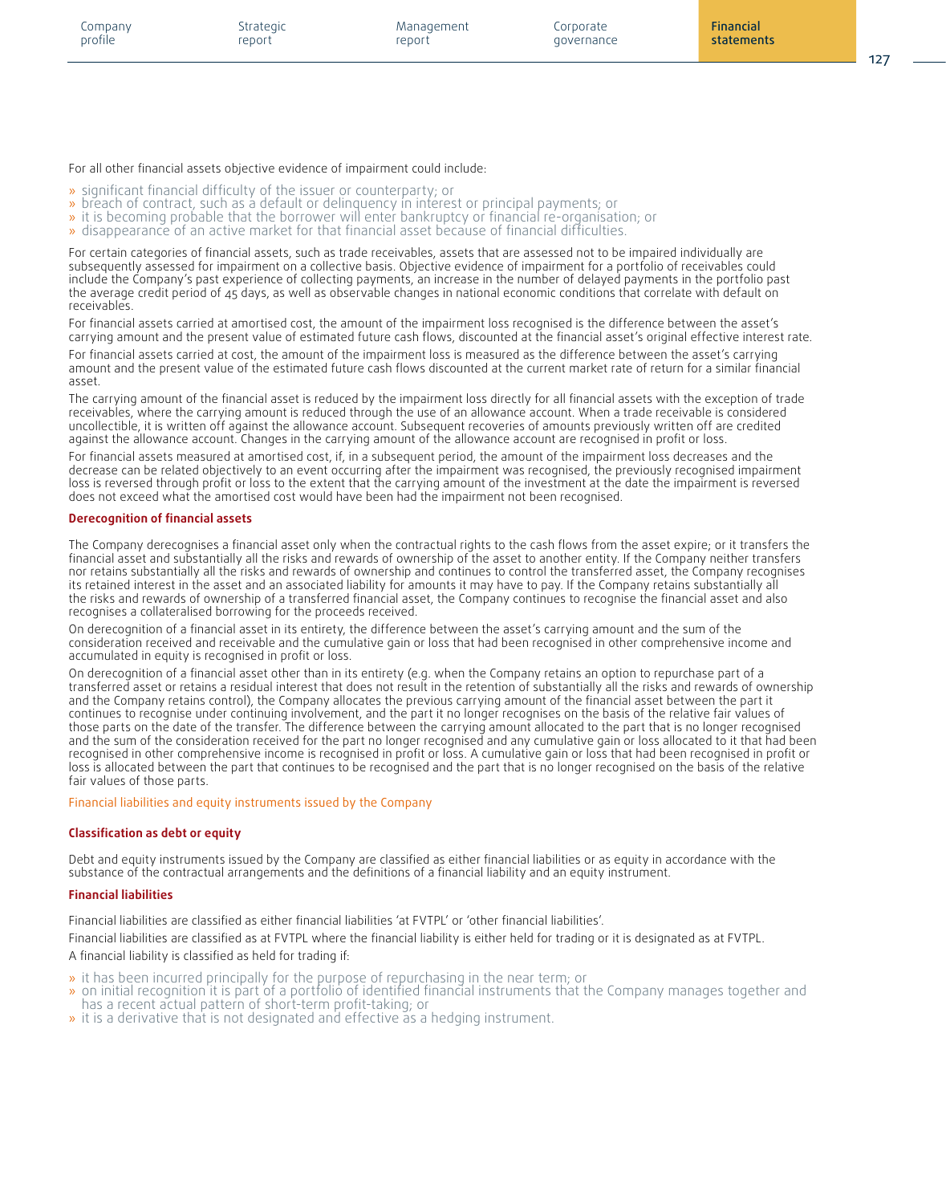For all other financial assets objective evidence of impairment could include:

- significant financial difficulty of the issuer or counterparty; or
- breach of contract, such as a default or delinquency in interest or principal payments; or
- it is becoming probable that the borrower will enter bankruptcy or financial re-organisation; or
- disappearance of an active market for that financial asset because of financial difficulties.

For certain categories of financial assets, such as trade receivables, assets that are assessed not to be impaired individually are subsequently assessed for impairment on a collective basis. Objective evidence of impairment for a portfolio of receivables could include the Company's past experience of collecting payments, an increase in the number of delayed payments in the portfolio past the average credit period of 45 days, as well as observable changes in national economic conditions that correlate with default on receivables.

For financial assets carried at amortised cost, the amount of the impairment loss recognised is the difference between the asset's carrying amount and the present value of estimated future cash flows, discounted at the financial asset's original effective interest rate.

For financial assets carried at cost, the amount of the impairment loss is measured as the difference between the asset's carrying amount and the present value of the estimated future cash flows discounted at the current market rate of return for a similar financial asset.

The carrying amount of the financial asset is reduced by the impairment loss directly for all financial assets with the exception of trade receivables, where the carrying amount is reduced through the use of an allowance account. When a trade receivable is considered uncollectible, it is written off against the allowance account. Subsequent recoveries of amounts previously written off are credited against the allowance account. Changes in the carrying amount of the allowance account are recognised in profit or loss.

For financial assets measured at amortised cost, if, in a subsequent period, the amount of the impairment loss decreases and the decrease can be related objectively to an event occurring after the impairment was recognised, the previously recognised impairment loss is reversed through profit or loss to the extent that the carrying amount of the investment at the date the impairment is reversed does not exceed what the amortised cost would have been had the impairment not been recognised.

**Derecognition of financial assets**

The Company derecognises a financial asset only when the contractual rights to the cash flows from the asset expire; or it transfers the financial asset and substantially all the risks and rewards of ownership of the asset to another entity. If the Company neither transfers nor retains substantially all the risks and rewards of ownership and continues to control the transferred asset, the Company recognises its retained interest in the asset and an associated liability for amounts it may have to pay. If the Company retains substantially all the risks and rewards of ownership of a transferred financial asset, the Company continues to recognise the financial asset and also recognises a collateralised borrowing for the proceeds received.

On derecognition of a financial asset in its entirety, the difference between the asset's carrying amount and the sum of the consideration received and receivable and the cumulative gain or loss that had been recognised in other comprehensive income and accumulated in equity is recognised in profit or loss.

On derecognition of a financial asset other than in its entirety (e.g. when the Company retains an option to repurchase part of a transferred asset or retains a residual interest that does not result in the retention of substantially all the risks and rewards of ownership and the Company retains control), the Company allocates the previous carrying amount of the financial asset between the part it continues to recognise under continuing involvement, and the part it no longer recognises on the basis of the relative fair values of those parts on the date of the transfer. The difference between the carrying amount allocated to the part that is no longer recognised and the sum of the consideration received for the part no longer recognised and any cumulative gain or loss allocated to it that had been recognised in other comprehensive income is recognised in profit or loss. A cumulative gain or loss that had been recognised in profit or loss is allocated between the part that continues to be recognised and the part that is no longer recognised on the basis of the relative fair values of those parts.

## Financial liabilities and equity instruments issued by the Company

**Classification as debt or equity**

Debt and equity instruments issued by the Company are classified as either financial liabilities or as equity in accordance with the substance of the contractual arrangements and the definitions of a financial liability and an equity instrument.

**Financial liabilities**

Financial liabilities are classified as either financial liabilities 'at FVTPL' or 'other financial liabilities'.

Financial liabilities are classified as at FVTPL where the financial liability is either held for trading or it is designated as at FVTPL.

A financial liability is classified as held for trading if:

- it has been incurred principally for the purpose of repurchasing in the near term; or
- on initial recognition it is part of a portfolio of identified financial instruments that the Company manages together and has a recent actual pattern of short-term profit-taking; or
- it is a derivative that is not designated and effective as a hedging instrument.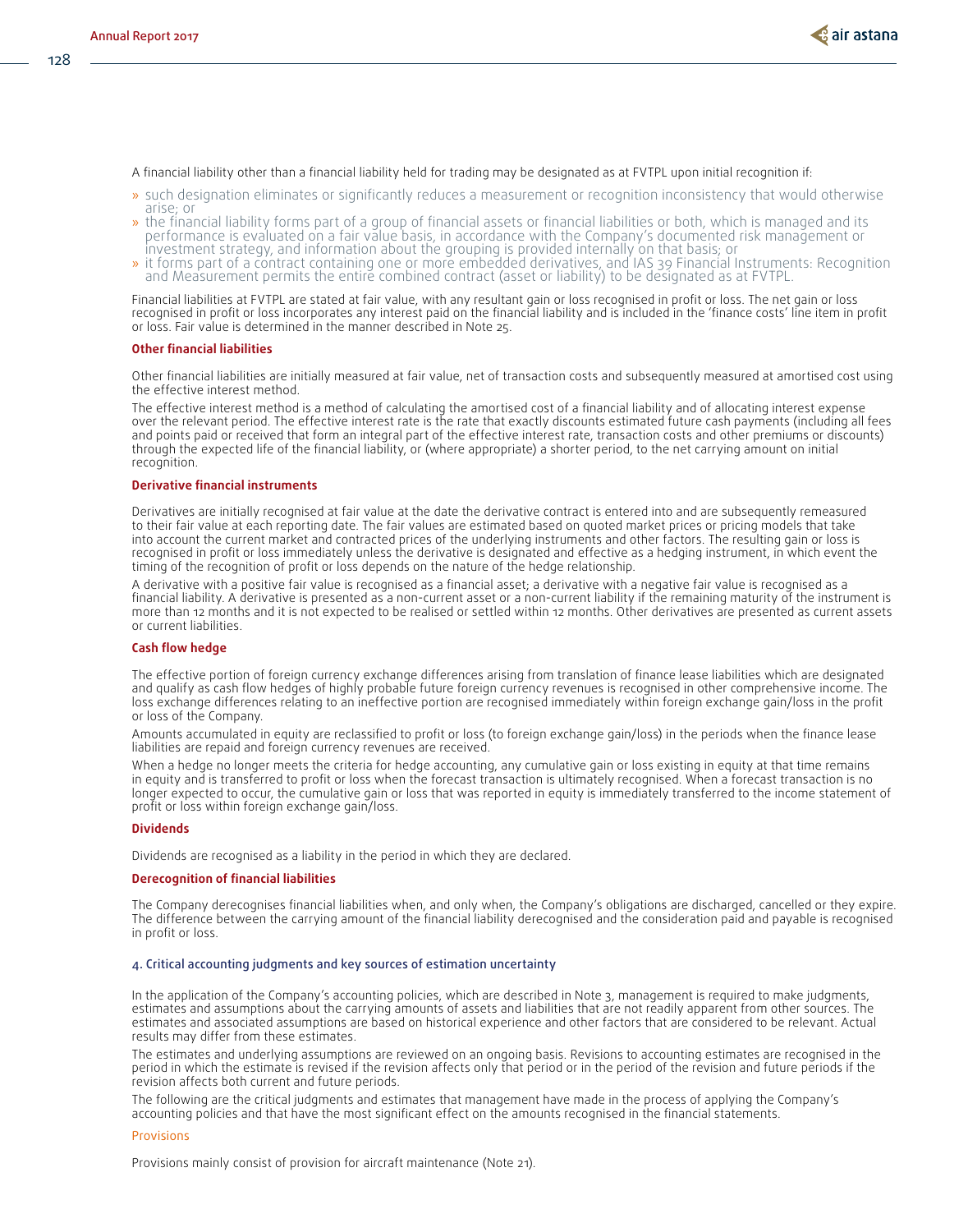A financial liability other than a financial liability held for trading may be designated as at FVTPL upon initial recognition if:

- such designation eliminates or significantly reduces a measurement or recognition inconsistency that would otherwise arise; or
- the financial liability forms part of a group of financial assets or financial liabilities or both, which is managed and its performance is evaluated on a fair value basis, in accordance with the Company's documented risk management or investment strategy, and information about the grouping is provided internally on that basis; or
- it forms part of a contract containing one or more embedded derivatives, and IAS 39 Financial Instruments: Recognition and Measurement permits the entire combined contract (asset or liability) to be designated as at FVTPL.

Financial liabilities at FVTPL are stated at fair value, with any resultant gain or loss recognised in profit or loss. The net gain or loss recognised in profit or loss incorporates any interest paid on the financial liability and is included in the 'finance costs' line item in profit or loss. Fair value is determined in the manner described in Note 25.

### Other financial liabilities

Other financial liabilities are initially measured at fair value, net of transaction costs and subsequently measured at amortised cost using the effective interest method.

The effective interest method is a method of calculating the amortised cost of a financial liability and of allocating interest expense over the relevant period. The effective interest rate is the rate that exactly discounts estimated future cash payments (including all fees and points paid or received that form an integral part of the effective interest rate, transaction costs and other premiums or discounts) through the expected life of the financial liability, or (where appropriate) a shorter period, to the net carrying amount on initial recognition.

### Derivative financial instruments

Derivatives are initially recognised at fair value at the date the derivative contract is entered into and are subsequently remeasured to their fair value at each reporting date. The fair values are estimated based on quoted market prices or pricing models that take into account the current market and contracted prices of the underlying instruments and other factors. The resulting gain or loss is recognised in profit or loss immediately unless the derivative is designated and effective as a hedging instrument, in which event the timing of the recognition of profit or loss depends on the nature of the hedge relationship.

A derivative with a positive fair value is recognised as a financial asset; a derivative with a negative fair value is recognised as a financial liability. A derivative is presented as a non-current asset or a non-current liability if the remaining maturity of the instrument is more than 12 months and it is not expected to be realised or settled within 12 months. Other derivatives are presented as current assets or current liabilities.

### Cash flow hedge

The effective portion of foreign currency exchange differences arising from translation of finance lease liabilities which are designated and qualify as cash flow hedges of highly probable future foreign currency revenues is recognised in other comprehensive income. The loss exchange differences relating to an ineffective portion are recognised immediately within foreign exchange gain/loss in the profit or loss of the Company.

Amounts accumulated in equity are reclassified to profit or loss (to foreign exchange gain/loss) in the periods when the finance lease liabilities are repaid and foreign currency revenues are received.

When a hedge no longer meets the criteria for hedge accounting, any cumulative gain or loss existing in equity at that time remains in equity and is transferred to profit or loss when the forecast transaction is ultimately recognised. When a forecast transaction is no longer expected to occur, the cumulative gain or loss that was reported in equity is immediately transferred to the income statement of profit or loss within foreign exchange gain/loss.

### Dividends

Dividends are recognised as a liability in the period in which they are declared.

### Derecognition of financial liabilities

The Company derecognises financial liabilities when, and only when, the Company's obligations are discharged, cancelled or they expire. The difference between the carrying amount of the financial liability derecognised and the consideration paid and payable is recognised in profit or loss.

## 4. Critical accounting judgments and key sources of estimation uncertainty

In the application of the Company's accounting policies, which are described in Note 3, management is required to make judgments, estimates and assumptions about the carrying amounts of assets and liabilities that are not readily apparent from other sources. The estimates and associated assumptions are based on historical experience and other factors that are considered to be relevant. Actual results may differ from these estimates.

The estimates and underlying assumptions are reviewed on an ongoing basis. Revisions to accounting estimates are recognised in the period in which the estimate is revised if the revision affects only that period or in the period of the revision and future periods if the revision affects both current and future periods.

The following are the critical judgments and estimates that management have made in the process of applying the Company's accounting policies and that have the most significant effect on the amounts recognised in the financial statements.

#### Provisions

Provisions mainly consist of provision for aircraft maintenance (Note 21).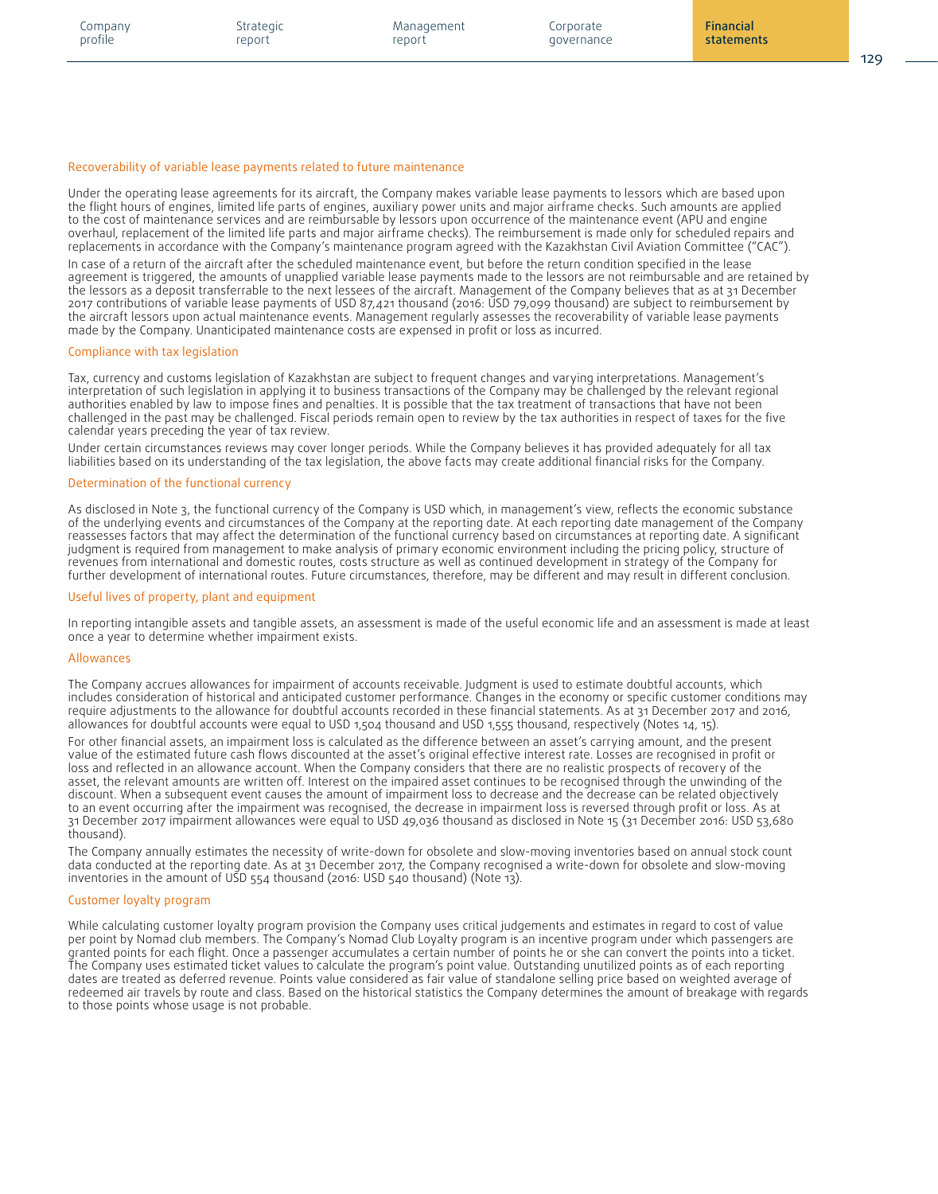### Recoverability of variable lease payments related to future maintenance

Under the operating lease agreements for its aircraft, the Company makes variable lease payments to lessors which are based upon the flight hours of engines, limited life parts of engines, auxiliary power units and major airframe checks. Such amounts are applied to the cost of maintenance services and are reimbursable by lessors upon occurrence of the maintenance event (APU and engine overhaul, replacement of the limited life parts and major airframe checks). The reimbursement is made only for scheduled repairs and replacements in accordance with the Company's maintenance program agreed with the Kazakhstan Civil Aviation Committee ("CAC").

In case of a return of the aircraft after the scheduled maintenance event, but before the return condition specified in the lease agreement is triggered, the amounts of unapplied variable lease payments made to the lessors are not reimbursable and are retained by the lessors as a deposit transferrable to the next lessees of the aircraft. Management of the Company believes that as at 31 December 2017 contributions of variable lease payments of USD 87,421 thousand (2016: USD 79,099 thousand) are subject to reimbursement by the aircraft lessors upon actual maintenance events. Management regularly assesses the recoverability of variable lease payments made by the Company. Unanticipated maintenance costs are expensed in profit or loss as incurred.

### Compliance with tax legislation

Tax, currency and customs legislation of Kazakhstan are subject to frequent changes and varying interpretations. Management's interpretation of such legislation in applying it to business transactions of the Company may be challenged by the relevant regional authorities enabled by law to impose fines and penalties. It is possible that the tax treatment of transactions that have not been challenged in the past may be challenged. Fiscal periods remain open to review by the tax authorities in respect of taxes for the five calendar years preceding the year of tax review.

Under certain circumstances reviews may cover longer periods. While the Company believes it has provided adequately for all tax liabilities based on its understanding of the tax legislation, the above facts may create additional financial risks for the Company.

### Determination of the functional currency

As disclosed in Note 3, the functional currency of the Company is USD which, in management's view, reflects the economic substance of the underlying events and circumstances of the Company at the reporting date. At each reporting date management of the Company reassesses factors that may affect the determination of the functional currency based on circumstances at reporting date. A significant judgment is required from management to make analysis of primary economic environment including the pricing policy, structure of revenues from international and domestic routes, costs structure as well as continued development in strategy of the Company for further development of international routes. Future circumstances, therefore, may be different and may result in different conclusion.

### Useful lives of property, plant and equipment

In reporting intangible assets and tangible assets, an assessment is made of the useful economic life and an assessment is made at least once a year to determine whether impairment exists.

### Allowances

The Company accrues allowances for impairment of accounts receivable. Judgment is used to estimate doubtful accounts, which includes consideration of historical and anticipated customer performance. Changes in the economy or specific customer conditions may require adjustments to the allowance for doubtful accounts recorded in these financial statements. As at 31 December 2017 and 2016, allowances for doubtful accounts were equal to USD 1,504 thousand and USD 1,555 thousand, respectively (Notes 14, 15).

For other financial assets, an impairment loss is calculated as the difference between an asset's carrying amount, and the present value of the estimated future cash flows discounted at the asset's original effective interest rate. Losses are recognised in profit or loss and reflected in an allowance account. When the Company considers that there are no realistic prospects of recovery of the asset, the relevant amounts are written off. Interest on the impaired asset continues to be recognised through the unwinding of the discount. When a subsequent event causes the amount of impairment loss to decrease and the decrease can be related objectively to an event occurring after the impairment was recognised, the decrease in impairment loss is reversed through profit or loss. As at 31 December 2017 impairment allowances were equal to USD 49,036 thousand as disclosed in Note 15 (31 December 2016: USD 53,680 thousand).

The Company annually estimates the necessity of write-down for obsolete and slow-moving inventories based on annual stock count data conducted at the reporting date. As at 31 December 2017, the Company recognised a write-down for obsolete and slow-moving inventories in the amount of USD 554 thousand (2016: USD 540 thousand) (Note 13).

### Customer loyalty program

While calculating customer loyalty program provision the Company uses critical judgements and estimates in regard to cost of value per point by Nomad club members. The Company's Nomad Club Loyalty program is an incentive program under which passengers are granted points for each flight. Once a passenger accumulates a certain number of points he or she can convert the points into a ticket. The Company uses estimated ticket values to calculate the program's point value. Outstanding unutilized points as of each reporting dates are treated as deferred revenue. Points value considered as fair value of standalone selling price based on weighted average of redeemed air travels by route and class. Based on the historical statistics the Company determines the amount of breakage with regards to those points whose usage is not probable.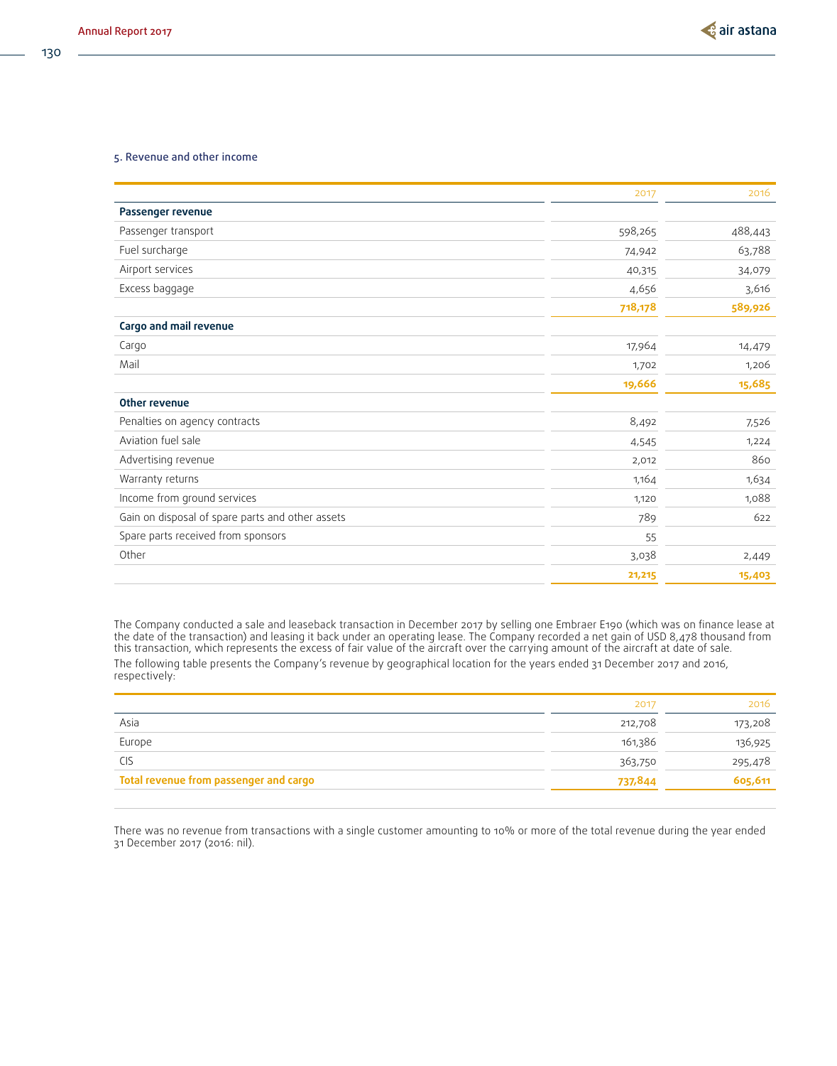### 5. Revenue and other income

| | 2017 | 2016 |
|---|---|---|
| **Passenger revenue** | | |
| Passenger transport | 598,265 | 488,443 |
| Fuel surcharge | 74,942 | 63,788 |
| Airport services | 40,315 | 34,079 |
| Excess baggage | 4,656 | 3,616 |
| | **718,178** | **589,926** |
| **Cargo and mail revenue** | | |
| Cargo | 17,964 | 14,479 |
| Mail | 1,702 | 1,206 |
| | **19,666** | **15,685** |
| **Other revenue** | | |
| Penalties on agency contracts | 8,492 | 7,526 |
| Aviation fuel sale | 4,545 | 1,224 |
| Advertising revenue | 2,012 | 860 |
| Warranty returns | 1,164 | 1,634 |
| Income from ground services | 1,120 | 1,088 |
| Gain on disposal of spare parts and other assets | 789 | 622 |
| Spare parts received from sponsors | 55 | |
| Other | 3,038 | 2,449 |
| | **21,215** | **15,403** |

The Company conducted a sale and leaseback transaction in December 2017 by selling one Embraer E190 (which was on finance lease at the date of the transaction) and leasing it back under an operating lease. The Company recorded a net gain of USD 8,478 thousand from this transaction, which represents the excess of fair value of the aircraft over the carrying amount of the aircraft at date of sale.

The following table presents the Company's revenue by geographical location for the years ended 31 December 2017 and 2016, respectively:

| | 2017 | 2016 |
|---|---|---|
| Asia | 212,708 | 173,208 |
| Europe | 161,386 | 136,925 |
| CIS | 363,750 | 295,478 |
| **Total revenue from passenger and cargo** | **737,844** | **605,611** |

There was no revenue from transactions with a single customer amounting to 10% or more of the total revenue during the year ended 31 December 2017 (2016: nil).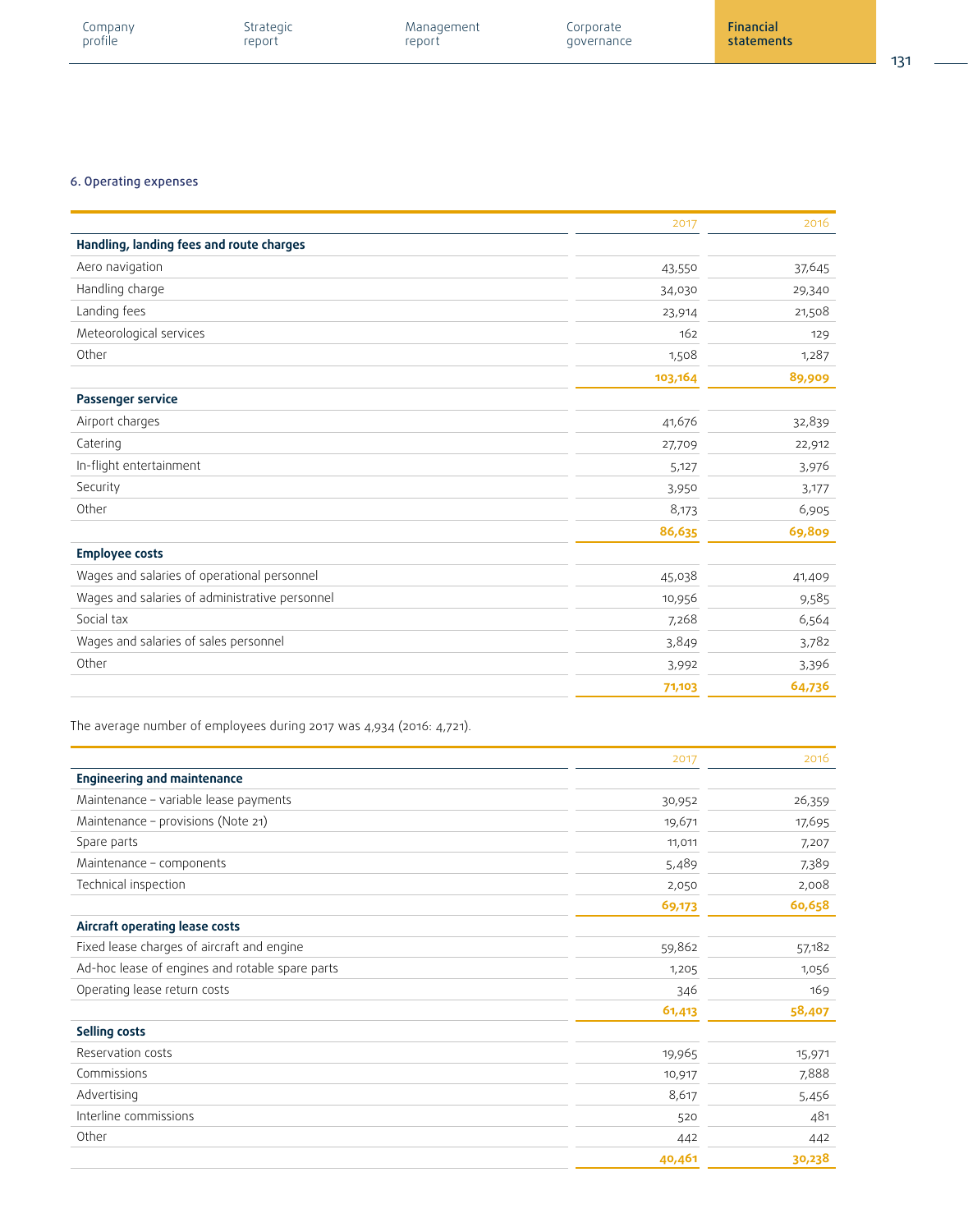### 6. Operating expenses

| | 2017 | 2016 |
|---|---|---|
| **Handling, landing fees and route charges** | | |
| Aero navigation | 43,550 | 37,645 |
| Handling charge | 34,030 | 29,340 |
| Landing fees | 23,914 | 21,508 |
| Meteorological services | 162 | 129 |
| Other | 1,508 | 1,287 |
| | **103,164** | **89,909** |
| **Passenger service** | | |
| Airport charges | 41,676 | 32,839 |
| Catering | 27,709 | 22,912 |
| In-flight entertainment | 5,127 | 3,976 |
| Security | 3,950 | 3,177 |
| Other | 8,173 | 6,905 |
| | **86,635** | **69,809** |
| **Employee costs** | | |
| Wages and salaries of operational personnel | 45,038 | 41,409 |
| Wages and salaries of administrative personnel | 10,956 | 9,585 |
| Social tax | 7,268 | 6,564 |
| Wages and salaries of sales personnel | 3,849 | 3,782 |
| Other | 3,992 | 3,396 |
| | **71,103** | **64,736** |

The average number of employees during 2017 was 4,934 (2016: 4,721).

| | 2017 | 2016 |
|---|---|---|
| **Engineering and maintenance** | | |
| Maintenance – variable lease payments | 30,952 | 26,359 |
| Maintenance – provisions (Note 21) | 19,671 | 17,695 |
| Spare parts | 11,011 | 7,207 |
| Maintenance – components | 5,489 | 7,389 |
| Technical inspection | 2,050 | 2,008 |
| | **69,173** | **60,658** |
| **Aircraft operating lease costs** | | |
| Fixed lease charges of aircraft and engine | 59,862 | 57,182 |
| Ad-hoc lease of engines and rotable spare parts | 1,205 | 1,056 |
| Operating lease return costs | 346 | 169 |
| | **61,413** | **58,407** |
| **Selling costs** | | |
| Reservation costs | 19,965 | 15,971 |
| Commissions | 10,917 | 7,888 |
| Advertising | 8,617 | 5,456 |
| Interline commissions | 520 | 481 |
| Other | 442 | 442 |
| | **40,461** | **30,238** |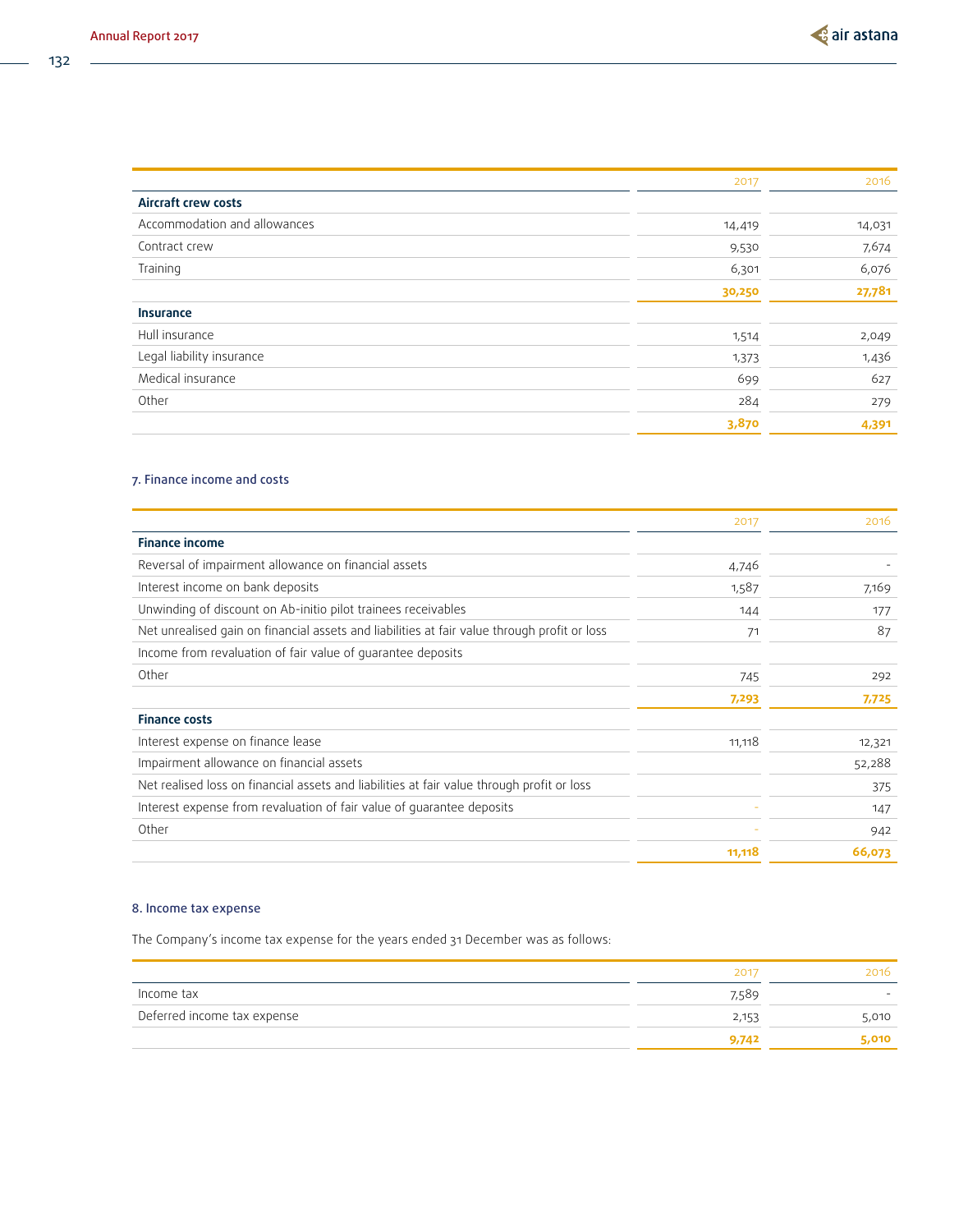| | 2017 | 2016 |
|---|---|---|
| **Aircraft crew costs** | | |
| Accommodation and allowances | 14,419 | 14,031 |
| Contract crew | 9,530 | 7,674 |
| Training | 6,301 | 6,076 |
| | **30,250** | **27,781** |
| **Insurance** | | |
| Hull insurance | 1,514 | 2,049 |
| Legal liability insurance | 1,373 | 1,436 |
| Medical insurance | 699 | 627 |
| Other | 284 | 279 |
| | **3,870** | **4,391** |

### 7. Finance income and costs

| | 2017 | 2016 |
|---|---|---|
| **Finance income** | | |
| Reversal of impairment allowance on financial assets | 4,746 | - |
| Interest income on bank deposits | 1,587 | 7,169 |
| Unwinding of discount on Ab-initio pilot trainees receivables | 144 | 177 |
| Net unrealised gain on financial assets and liabilities at fair value through profit or loss | 71 | 87 |
| Income from revaluation of fair value of guarantee deposits | | |
| Other | 745 | 292 |
| | **7,293** | **7,725** |
| **Finance costs** | | |
| Interest expense on finance lease | 11,118 | 12,321 |
| Impairment allowance on financial assets | | 52,288 |
| Net realised loss on financial assets and liabilities at fair value through profit or loss | | 375 |
| Interest expense from revaluation of fair value of guarantee deposits | - | 147 |
| Other | - | 942 |
| | **11,118** | **66,073** |

### 8. Income tax expense

The Company's income tax expense for the years ended 31 December was as follows:

| | 2017 | 2016 |
|---|---|---|
| Income tax | 7,589 | - |
| Deferred income tax expense | 2,153 | 5,010 |
| | **9,742** | **5,010** |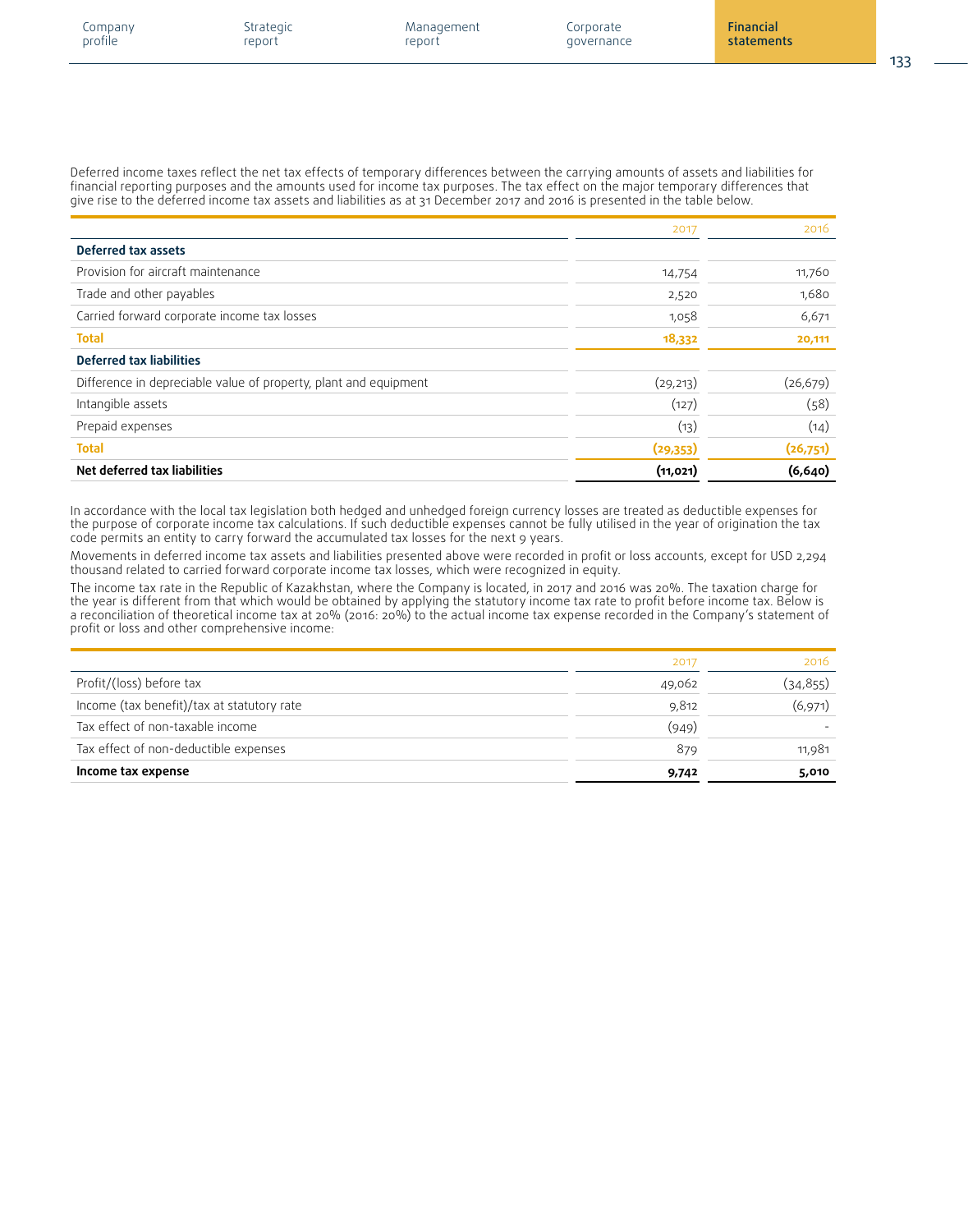Deferred income taxes reflect the net tax effects of temporary differences between the carrying amounts of assets and liabilities for financial reporting purposes and the amounts used for income tax purposes. The tax effect on the major temporary differences that give rise to the deferred income tax assets and liabilities as at 31 December 2017 and 2016 is presented in the table below.

| | 2017 | 2016 |
|---|---|---|
| **Deferred tax assets** | | |
| Provision for aircraft maintenance | 14,754 | 11,760 |
| Trade and other payables | 2,520 | 1,680 |
| Carried forward corporate income tax losses | 1,058 | 6,671 |
| **Total** | **18,332** | **20,111** |
| **Deferred tax liabilities** | | |
| Difference in depreciable value of property, plant and equipment | (29,213) | (26,679) |
| Intangible assets | (127) | (58) |
| Prepaid expenses | (13) | (14) |
| **Total** | **(29,353)** | **(26,751)** |
| **Net deferred tax liabilities** | **(11,021)** | **(6,640)** |

In accordance with the local tax legislation both hedged and unhedged foreign currency losses are treated as deductible expenses for the purpose of corporate income tax calculations. If such deductible expenses cannot be fully utilised in the year of origination the tax code permits an entity to carry forward the accumulated tax losses for the next 9 years.

Movements in deferred income tax assets and liabilities presented above were recorded in profit or loss accounts, except for USD 2,294 thousand related to carried forward corporate income tax losses, which were recognized in equity.

The income tax rate in the Republic of Kazakhstan, where the Company is located, in 2017 and 2016 was 20%. The taxation charge for the year is different from that which would be obtained by applying the statutory income tax rate to profit before income tax. Below is a reconciliation of theoretical income tax at 20% (2016: 20%) to the actual income tax expense recorded in the Company's statement of profit or loss and other comprehensive income:

| | 2017 | 2016 |
|---|---|---|
| Profit/(loss) before tax | 49,062 | (34,855) |
| Income (tax benefit)/tax at statutory rate | 9,812 | (6,971) |
| Tax effect of non-taxable income | (949) | - |
| Tax effect of non-deductible expenses | 879 | 11,981 |
| **Income tax expense** | **9,742** | **5,010** |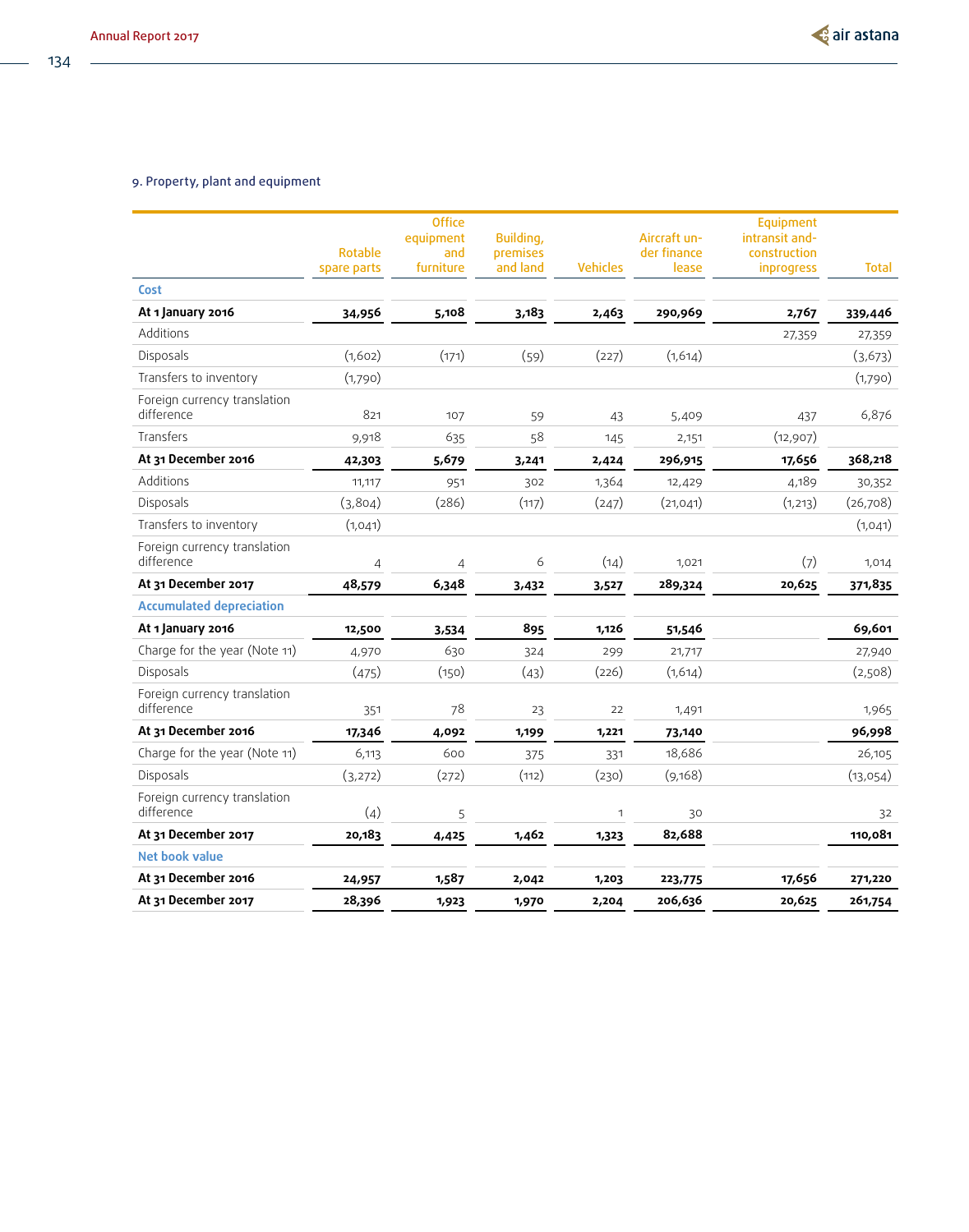## 9. Property, plant and equipment

| | Rotable spare parts | Office equipment and furniture | Building, premises and land | Vehicles | Aircraft under finance lease | Equipment intransit and-construction inprogress | Total |
|---|---|---|---|---|---|---|---|
| **Cost** | | | | | | | |
| **At 1 January 2016** | **34,956** | **5,108** | **3,183** | **2,463** | **290,969** | **2,767** | **339,446** |
| Additions | | | | | | 27,359 | 27,359 |
| Disposals | (1,602) | (171) | (59) | (227) | (1,614) | | (3,673) |
| Transfers to inventory | (1,790) | | | | | | (1,790) |
| Foreign currency translation difference | 821 | 107 | 59 | 43 | 5,409 | 437 | 6,876 |
| Transfers | 9,918 | 635 | 58 | 145 | 2,151 | (12,907) | |
| **At 31 December 2016** | **42,303** | **5,679** | **3,241** | **2,424** | **296,915** | **17,656** | **368,218** |
| Additions | 11,117 | 951 | 302 | 1,364 | 12,429 | 4,189 | 30,352 |
| Disposals | (3,804) | (286) | (117) | (247) | (21,041) | (1,213) | (26,708) |
| Transfers to inventory | (1,041) | | | | | | (1,041) |
| Foreign currency translation difference | 4 | 4 | 6 | (14) | 1,021 | (7) | 1,014 |
| **At 31 December 2017** | **48,579** | **6,348** | **3,432** | **3,527** | **289,324** | **20,625** | **371,835** |
| **Accumulated depreciation** | | | | | | | |
| **At 1 January 2016** | **12,500** | **3,534** | **895** | **1,126** | **51,546** | | **69,601** |
| Charge for the year (Note 11) | 4,970 | 630 | 324 | 299 | 21,717 | | 27,940 |
| Disposals | (475) | (150) | (43) | (226) | (1,614) | | (2,508) |
| Foreign currency translation difference | 351 | 78 | 23 | 22 | 1,491 | | 1,965 |
| **At 31 December 2016** | **17,346** | **4,092** | **1,199** | **1,221** | **73,140** | | **96,998** |
| Charge for the year (Note 11) | 6,113 | 600 | 375 | 331 | 18,686 | | 26,105 |
| Disposals | (3,272) | (272) | (112) | (230) | (9,168) | | (13,054) |
| Foreign currency translation difference | (4) | 5 | | 1 | 30 | | 32 |
| **At 31 December 2017** | **20,183** | **4,425** | **1,462** | **1,323** | **82,688** | | **110,081** |
| **Net book value** | | | | | | | |
| **At 31 December 2016** | **24,957** | **1,587** | **2,042** | **1,203** | **223,775** | **17,656** | **271,220** |
| **At 31 December 2017** | **28,396** | **1,923** | **1,970** | **2,204** | **206,636** | **20,625** | **261,754** |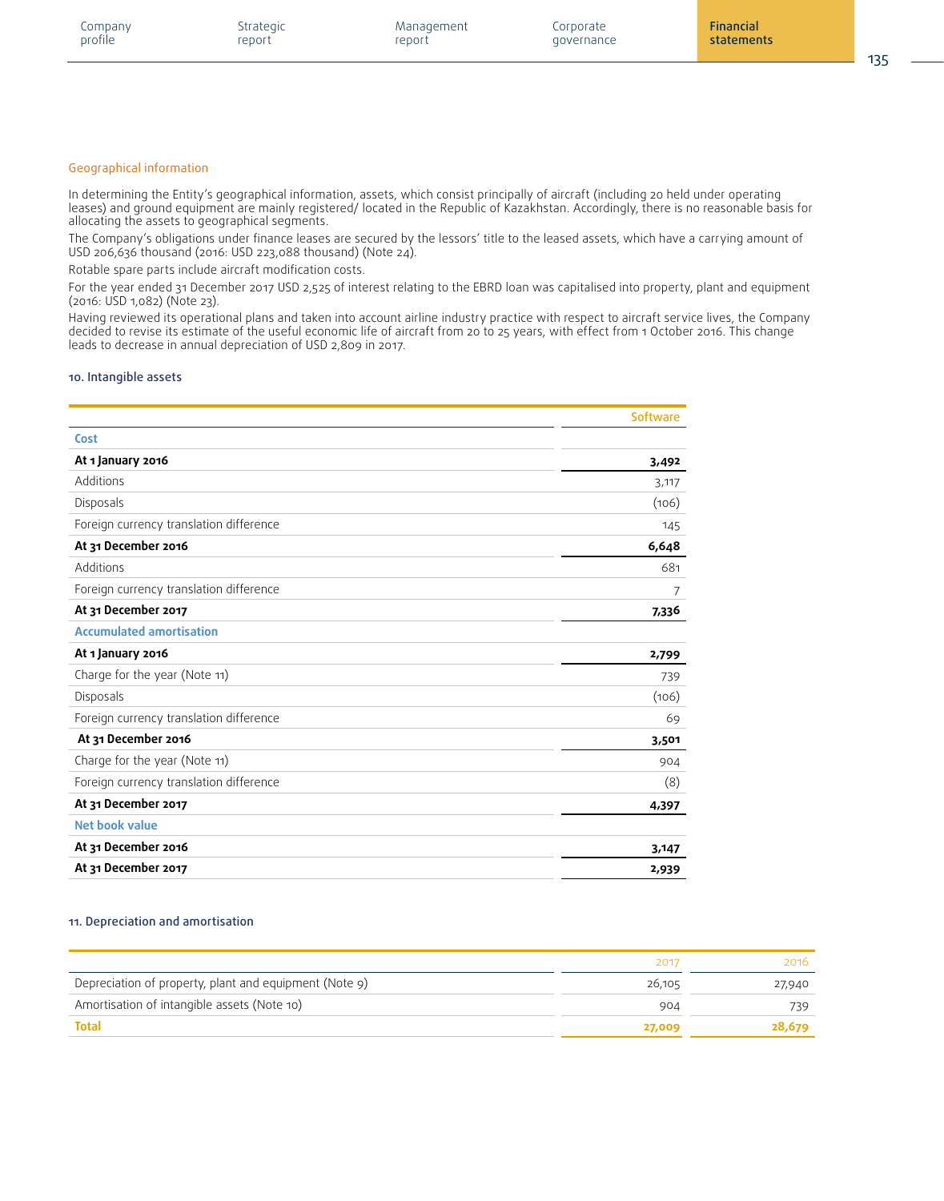### Geographical information

In determining the Entity's geographical information, assets, which consist principally of aircraft (including 20 held under operating leases) and ground equipment are mainly registered/ located in the Republic of Kazakhstan. Accordingly, there is no reasonable basis for allocating the assets to geographical segments.

The Company's obligations under finance leases are secured by the lessors' title to the leased assets, which have a carrying amount of USD 206,636 thousand (2016: USD 223,088 thousand) (Note 24).

Rotable spare parts include aircraft modification costs.

For the year ended 31 December 2017 USD 2,525 of interest relating to the EBRD loan was capitalised into property, plant and equipment (2016: USD 1,082) (Note 23).

Having reviewed its operational plans and taken into account airline industry practice with respect to aircraft service lives, the Company decided to revise its estimate of the useful economic life of aircraft from 20 to 25 years, with effect from 1 October 2016. This change leads to decrease in annual depreciation of USD 2,809 in 2017.

## 10. Intangible assets

| | Software |
|---|---|
| **Cost** | |
| **At 1 January 2016** | **3,492** |
| Additions | 3,117 |
| Disposals | (106) |
| Foreign currency translation difference | 145 |
| **At 31 December 2016** | **6,648** |
| Additions | 681 |
| Foreign currency translation difference | 7 |
| **At 31 December 2017** | **7,336** |
| **Accumulated amortisation** | |
| **At 1 January 2016** | **2,799** |
| Charge for the year (Note 11) | 739 |
| Disposals | (106) |
| Foreign currency translation difference | 69 |
| **At 31 December 2016** | **3,501** |
| Charge for the year (Note 11) | 904 |
| Foreign currency translation difference | (8) |
| **At 31 December 2017** | **4,397** |
| **Net book value** | |
| **At 31 December 2016** | **3,147** |
| **At 31 December 2017** | **2,939** |

## 11. Depreciation and amortisation

| | 2017 | 2016 |
|---|---|---|
| Depreciation of property, plant and equipment (Note 9) | 26,105 | 27,940 |
| Amortisation of intangible assets (Note 10) | 904 | 739 |
| **Total** | **27,009** | **28,679** |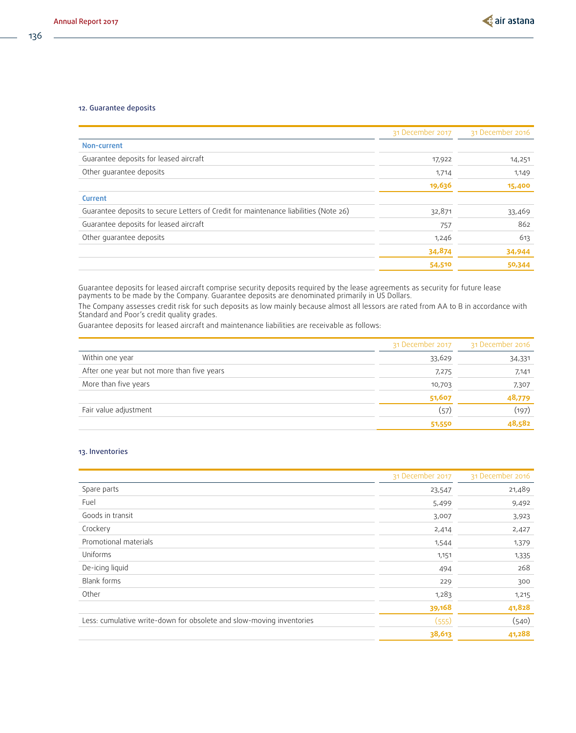### 12. Guarantee deposits

| | 31 December 2017 | 31 December 2016 |
|---|---|---|
| **Non-current** | | |
| Guarantee deposits for leased aircraft | 17,922 | 14,251 |
| Other guarantee deposits | 1,714 | 1,149 |
| | **19,636** | **15,400** |
| **Current** | | |
| Guarantee deposits to secure Letters of Credit for maintenance liabilities (Note 26) | 32,871 | 33,469 |
| Guarantee deposits for leased aircraft | 757 | 862 |
| Other guarantee deposits | 1,246 | 613 |
| | **34,874** | **34,944** |
| | **54,510** | **50,344** |

Guarantee deposits for leased aircraft comprise security deposits required by the lease agreements as security for future lease payments to be made by the Company. Guarantee deposits are denominated primarily in US Dollars.

The Company assesses credit risk for such deposits as low mainly because almost all lessors are rated from AA to B in accordance with Standard and Poor's credit quality grades.

Guarantee deposits for leased aircraft and maintenance liabilities are receivable as follows:

| | 31 December 2017 | 31 December 2016 |
|---|---|---|
| Within one year | 33,629 | 34,331 |
| After one year but not more than five years | 7,275 | 7,141 |
| More than five years | 10,703 | 7,307 |
| | **51,607** | **48,779** |
| Fair value adjustment | (57) | (197) |
| | **51,550** | **48,582** |

### 13. Inventories

| | 31 December 2017 | 31 December 2016 |
|---|---|---|
| Spare parts | 23,547 | 21,489 |
| Fuel | 5,499 | 9,492 |
| Goods in transit | 3,007 | 3,923 |
| Crockery | 2,414 | 2,427 |
| Promotional materials | 1,544 | 1,379 |
| Uniforms | 1,151 | 1,335 |
| De-icing liquid | 494 | 268 |
| Blank forms | 229 | 300 |
| Other | 1,283 | 1,215 |
| | **39,168** | **41,828** |
| Less: cumulative write-down for obsolete and slow-moving inventories | (555) | (540) |
| | **38,613** | **41,288** |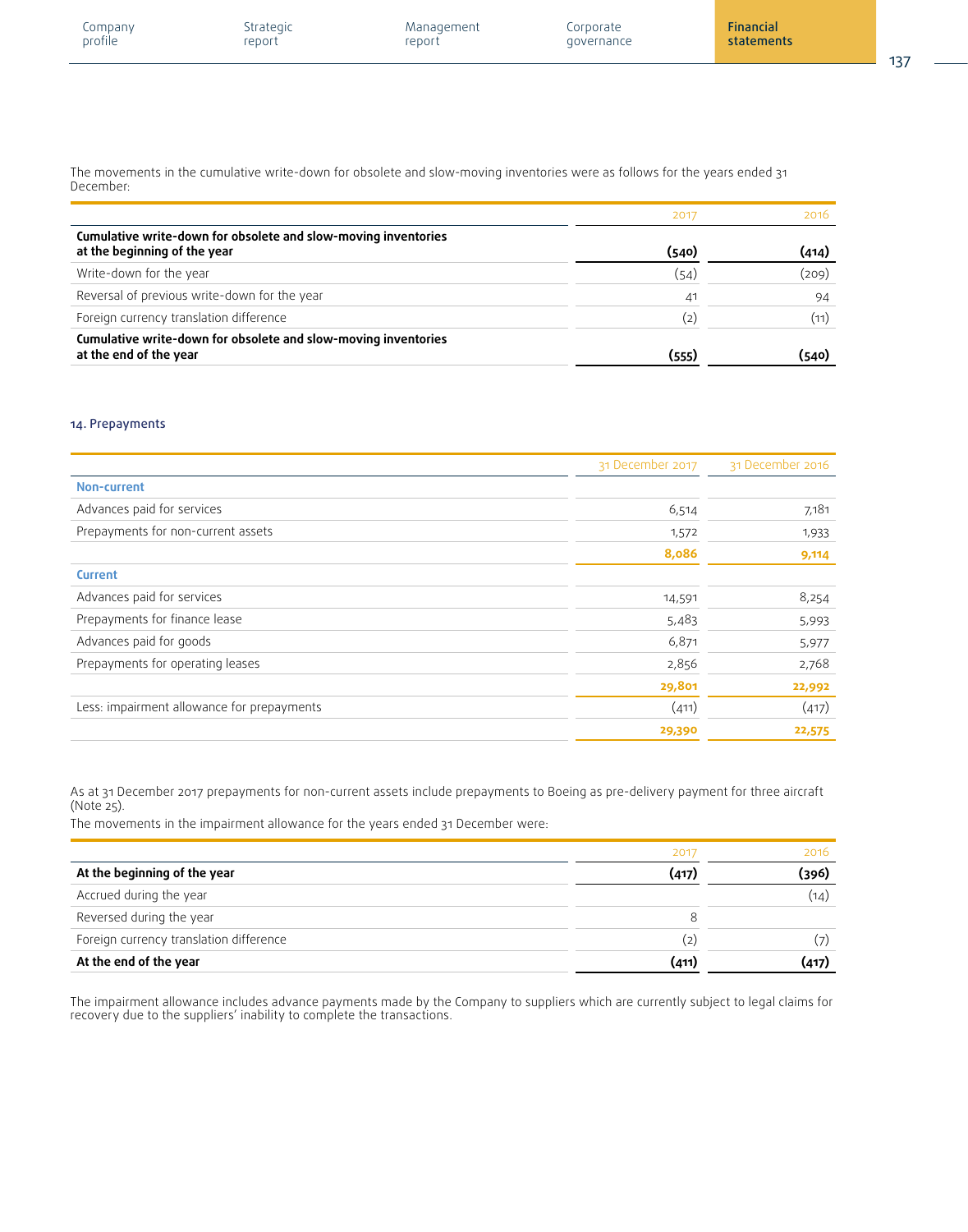The movements in the cumulative write-down for obsolete and slow-moving inventories were as follows for the years ended 31 December:

| | 2017 | 2016 |
|---|---|---|
| **Cumulative write-down for obsolete and slow-moving inventories at the beginning of the year** | **(540)** | **(414)** |
| Write-down for the year | (54) | (209) |
| Reversal of previous write-down for the year | 41 | 94 |
| Foreign currency translation difference | (2) | (11) |
| **Cumulative write-down for obsolete and slow-moving inventories at the end of the year** | **(555)** | **(540)** |

## 14. Prepayments

| | 31 December 2017 | 31 December 2016 |
|---|---|---|
| **Non-current** | | |
| Advances paid for services | 6,514 | 7,181 |
| Prepayments for non-current assets | 1,572 | 1,933 |
| | **8,086** | **9,114** |
| **Current** | | |
| Advances paid for services | 14,591 | 8,254 |
| Prepayments for finance lease | 5,483 | 5,993 |
| Advances paid for goods | 6,871 | 5,977 |
| Prepayments for operating leases | 2,856 | 2,768 |
| | **29,801** | **22,992** |
| Less: impairment allowance for prepayments | (411) | (417) |
| | **29,390** | **22,575** |

As at 31 December 2017 prepayments for non-current assets include prepayments to Boeing as pre-delivery payment for three aircraft (Note 25).

The movements in the impairment allowance for the years ended 31 December were:

| | 2017 | 2016 |
|---|---|---|
| **At the beginning of the year** | **(417)** | **(396)** |
| Accrued during the year | | (14) |
| Reversed during the year | 8 | |
| Foreign currency translation difference | (2) | (7) |
| **At the end of the year** | **(411)** | **(417)** |

The impairment allowance includes advance payments made by the Company to suppliers which are currently subject to legal claims for recovery due to the suppliers' inability to complete the transactions.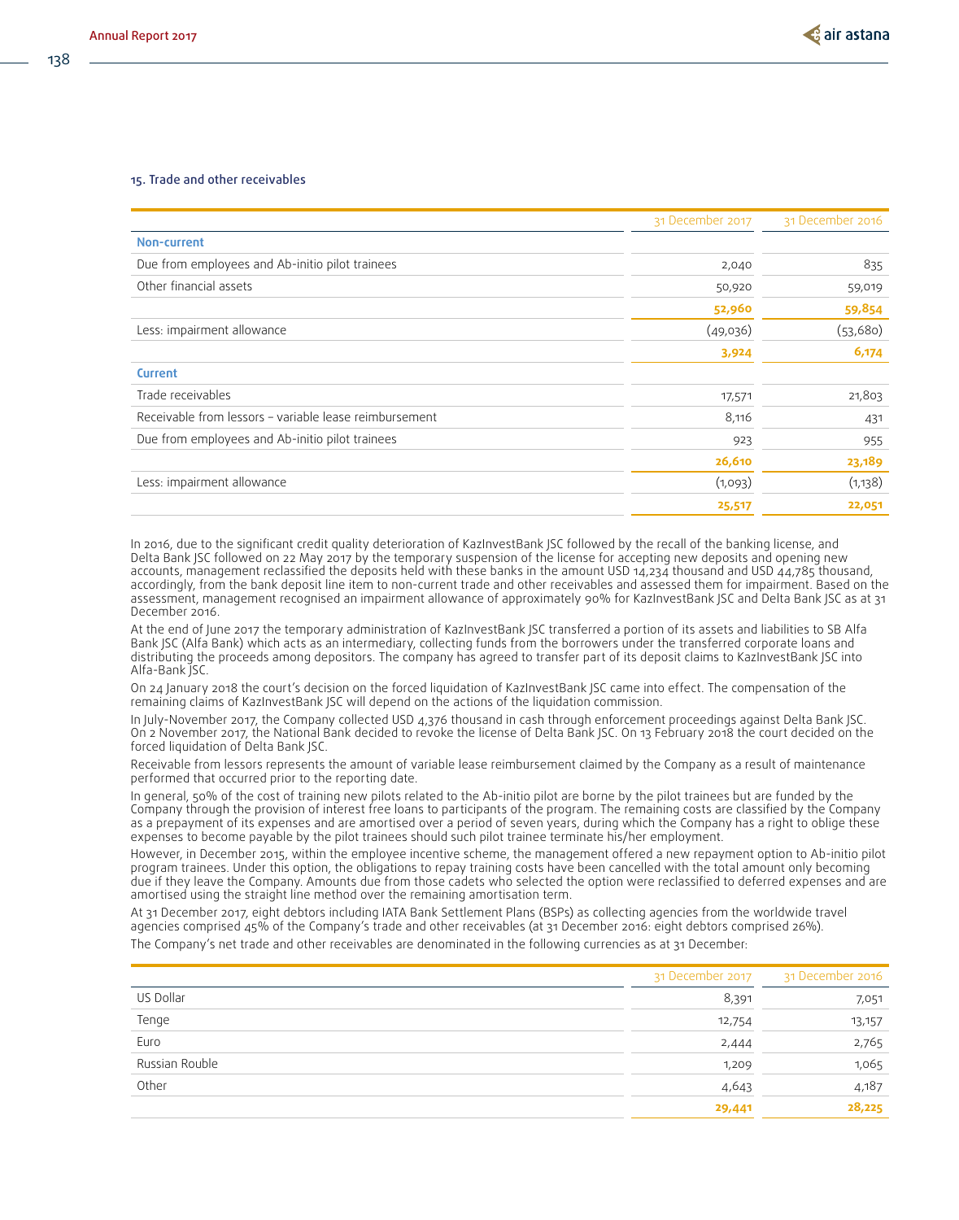## 15. Trade and other receivables

| | 31 December 2017 | 31 December 2016 |
|---|---|---|
| **Non-current** | | |
| Due from employees and Ab-initio pilot trainees | 2,040 | 835 |
| Other financial assets | 50,920 | 59,019 |
| | **52,960** | **59,854** |
| Less: impairment allowance | (49,036) | (53,680) |
| | **3,924** | **6,174** |
| **Current** | | |
| Trade receivables | 17,571 | 21,803 |
| Receivable from lessors – variable lease reimbursement | 8,116 | 431 |
| Due from employees and Ab-initio pilot trainees | 923 | 955 |
| | **26,610** | **23,189** |
| Less: impairment allowance | (1,093) | (1,138) |
| | **25,517** | **22,051** |

In 2016, due to the significant credit quality deterioration of KazInvestBank JSC followed by the recall of the banking license, and Delta Bank JSC followed on 22 May 2017 by the temporary suspension of the license for accepting new deposits and opening new accounts, management reclassified the deposits held with these banks in the amount USD 14,234 thousand and USD 44,785 thousand, accordingly, from the bank deposit line item to non-current trade and other receivables and assessed them for impairment. Based on the assessment, management recognised an impairment allowance of approximately 90% for KazInvestBank JSC and Delta Bank JSC as at 31 December 2016.

At the end of June 2017 the temporary administration of KazInvestBank JSC transferred a portion of its assets and liabilities to SB Alfa Bank JSC (Alfa Bank) which acts as an intermediary, collecting funds from the borrowers under the transferred corporate loans and distributing the proceeds among depositors. The company has agreed to transfer part of its deposit claims to KazInvestBank JSC into Alfa-Bank JSC.

On 24 January 2018 the court's decision on the forced liquidation of KazInvestBank JSC came into effect. The compensation of the remaining claims of KazInvestBank JSC will depend on the actions of the liquidation commission.

In July-November 2017, the Company collected USD 4,376 thousand in cash through enforcement proceedings against Delta Bank JSC. On 2 November 2017, the National Bank decided to revoke the license of Delta Bank JSC. On 13 February 2018 the court decided on the forced liquidation of Delta Bank JSC.

Receivable from lessors represents the amount of variable lease reimbursement claimed by the Company as a result of maintenance performed that occurred prior to the reporting date.

In general, 50% of the cost of training new pilots related to the Ab-initio pilot are borne by the pilot trainees but are funded by the Company through the provision of interest free loans to participants of the program. The remaining costs are classified by the Company as a prepayment of its expenses and are amortised over a period of seven years, during which the Company has a right to oblige these expenses to become payable by the pilot trainees should such pilot trainee terminate his/her employment.

However, in December 2015, within the employee incentive scheme, the management offered a new repayment option to Ab-initio pilot program trainees. Under this option, the obligations to repay training costs have been cancelled with the total amount only becoming due if they leave the Company. Amounts due from those cadets who selected the option were reclassified to deferred expenses and are amortised using the straight line method over the remaining amortisation term.

At 31 December 2017, eight debtors including IATA Bank Settlement Plans (BSPs) as collecting agencies from the worldwide travel agencies comprised 45% of the Company's trade and other receivables (at 31 December 2016: eight debtors comprised 26%).

The Company's net trade and other receivables are denominated in the following currencies as at 31 December:

| | 31 December 2017 | 31 December 2016 |
|---|---|---|
| US Dollar | 8,391 | 7,051 |
| Tenge | 12,754 | 13,157 |
| Euro | 2,444 | 2,765 |
| Russian Rouble | 1,209 | 1,065 |
| Other | 4,643 | 4,187 |
| | **29,441** | **28,225** |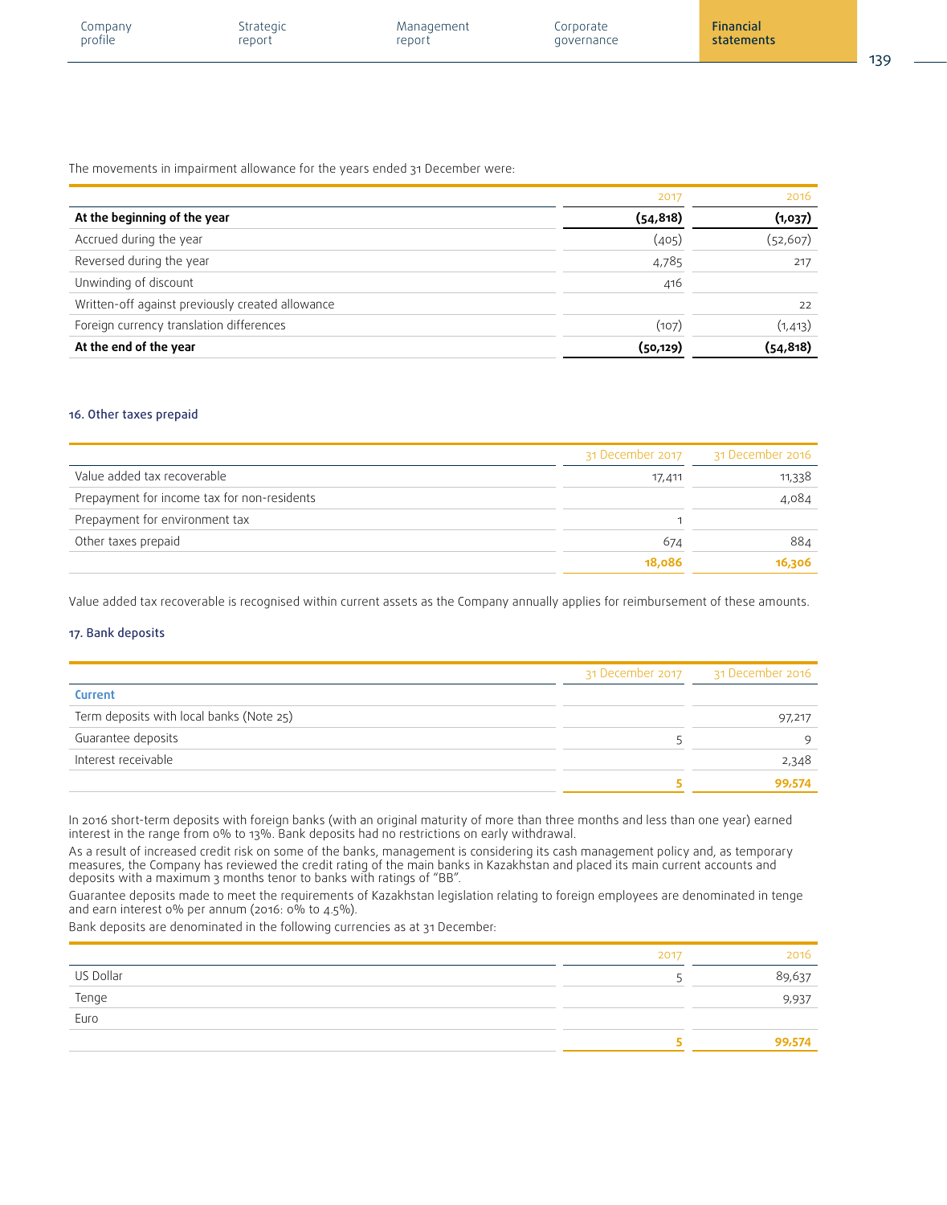The movements in impairment allowance for the years ended 31 December were:

| | 2017 | 2016 |
|---|---|---|
| **At the beginning of the year** | **(54,818)** | **(1,037)** |
| Accrued during the year | (405) | (52,607) |
| Reversed during the year | 4,785 | 217 |
| Unwinding of discount | 416 | |
| Written-off against previously created allowance | | 22 |
| Foreign currency translation differences | (107) | (1,413) |
| **At the end of the year** | **(50,129)** | **(54,818)** |

### 16. Other taxes prepaid

| | 31 December 2017 | 31 December 2016 |
|---|---|---|
| Value added tax recoverable | 17,411 | 11,338 |
| Prepayment for income tax for non-residents | | 4,084 |
| Prepayment for environment tax | 1 | |
| Other taxes prepaid | 674 | 884 |
| | **18,086** | **16,306** |

Value added tax recoverable is recognised within current assets as the Company annually applies for reimbursement of these amounts.

### 17. Bank deposits

| | 31 December 2017 | 31 December 2016 |
|---|---|---|
| **Current** | | |
| Term deposits with local banks (Note 25) | | 97,217 |
| Guarantee deposits | 5 | 9 |
| Interest receivable | | 2,348 |
| | **5** | **99,574** |

In 2016 short-term deposits with foreign banks (with an original maturity of more than three months and less than one year) earned interest in the range from 0% to 13%. Bank deposits had no restrictions on early withdrawal.

As a result of increased credit risk on some of the banks, management is considering its cash management policy and, as temporary measures, the Company has reviewed the credit rating of the main banks in Kazakhstan and placed its main current accounts and deposits with a maximum 3 months tenor to banks with ratings of "BB".

Guarantee deposits made to meet the requirements of Kazakhstan legislation relating to foreign employees are denominated in tenge and earn interest 0% per annum (2016: 0% to 4.5%).

Bank deposits are denominated in the following currencies as at 31 December:

| | 2017 | 2016 |
|---|---|---|
| US Dollar | 5 | 89,637 |
| Tenge | | 9,937 |
| Euro | | |
| | **5** | **99,574** |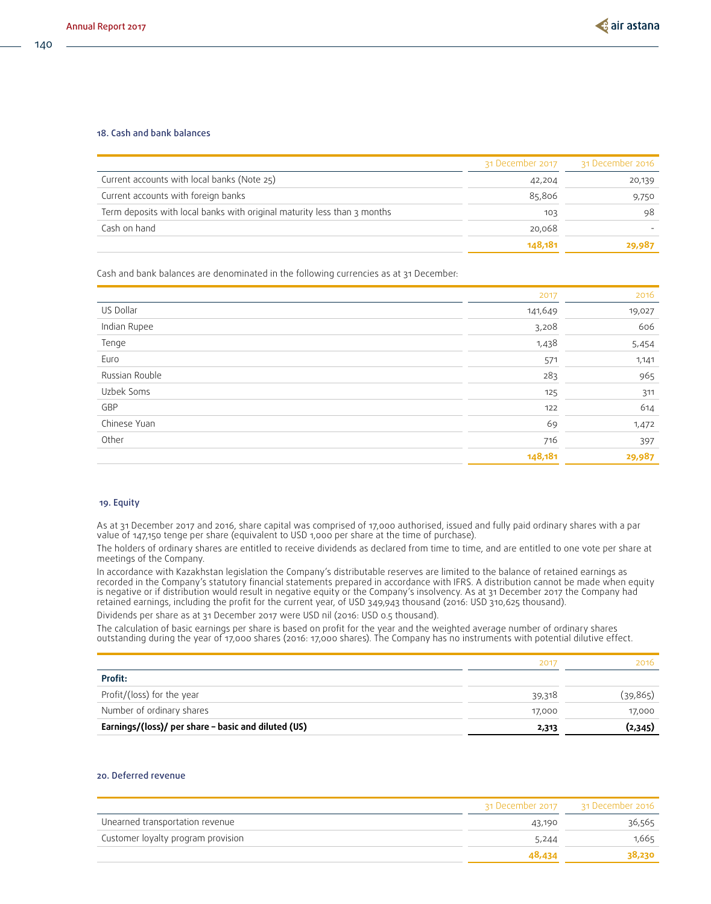## 18. Cash and bank balances

| | 31 December 2017 | 31 December 2016 |
|---|---|---|
| Current accounts with local banks (Note 25) | 42,204 | 20,139 |
| Current accounts with foreign banks | 85,806 | 9,750 |
| Term deposits with local banks with original maturity less than 3 months | 103 | 98 |
| Cash on hand | 20,068 | - |
| | **148,181** | **29,987** |

Cash and bank balances are denominated in the following currencies as at 31 December:

| | 2017 | 2016 |
|---|---|---|
| US Dollar | 141,649 | 19,027 |
| Indian Rupee | 3,208 | 606 |
| Tenge | 1,438 | 5,454 |
| Euro | 571 | 1,141 |
| Russian Rouble | 283 | 965 |
| Uzbek Soms | 125 | 311 |
| GBP | 122 | 614 |
| Chinese Yuan | 69 | 1,472 |
| Other | 716 | 397 |
| | **148,181** | **29,987** |

## 19. Equity

As at 31 December 2017 and 2016, share capital was comprised of 17,000 authorised, issued and fully paid ordinary shares with a par value of 147,150 tenge per share (equivalent to USD 1,000 per share at the time of purchase).

The holders of ordinary shares are entitled to receive dividends as declared from time to time, and are entitled to one vote per share at meetings of the Company.

In accordance with Kazakhstan legislation the Company's distributable reserves are limited to the balance of retained earnings as recorded in the Company's statutory financial statements prepared in accordance with IFRS. A distribution cannot be made when equity is negative or if distribution would result in negative equity or the Company's insolvency. As at 31 December 2017 the Company had retained earnings, including the profit for the current year, of USD 349,943 thousand (2016: USD 310,625 thousand).

Dividends per share as at 31 December 2017 were USD nil (2016: USD 0.5 thousand).

The calculation of basic earnings per share is based on profit for the year and the weighted average number of ordinary shares outstanding during the year of 17,000 shares (2016: 17,000 shares). The Company has no instruments with potential dilutive effect.

| | 2017 | 2016 |
|---|---|---|
| **Profit:** | | |
| Profit/(loss) for the year | 39,318 | (39,865) |
| Number of ordinary shares | 17,000 | 17,000 |
| **Earnings/(loss)/ per share – basic and diluted (US)** | **2,313** | **(2,345)** |

## 20. Deferred revenue

| | 31 December 2017 | 31 December 2016 |
|---|---|---|
| Unearned transportation revenue | 43,190 | 36,565 |
| Customer loyalty program provision | 5,244 | 1,665 |
| | **48,434** | **38,230** |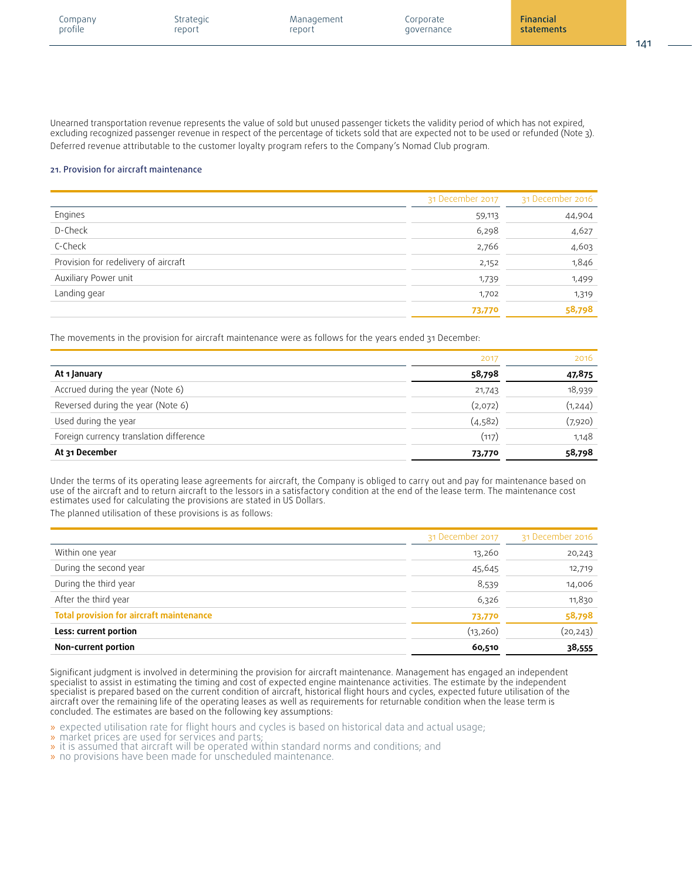Unearned transportation revenue represents the value of sold but unused passenger tickets the validity period of which has not expired, excluding recognized passenger revenue in respect of the percentage of tickets sold that are expected not to be used or refunded (Note 3).

Deferred revenue attributable to the customer loyalty program refers to the Company's Nomad Club program.

### 21. Provision for aircraft maintenance

| | 31 December 2017 | 31 December 2016 |
|---|---|---|
| Engines | 59,113 | 44,904 |
| D-Check | 6,298 | 4,627 |
| C-Check | 2,766 | 4,603 |
| Provision for redelivery of aircraft | 2,152 | 1,846 |
| Auxiliary Power unit | 1,739 | 1,499 |
| Landing gear | 1,702 | 1,319 |
| | **73,770** | **58,798** |

The movements in the provision for aircraft maintenance were as follows for the years ended 31 December:

| | 2017 | 2016 |
|---|---|---|
| **At 1 January** | **58,798** | **47,875** |
| Accrued during the year (Note 6) | 21,743 | 18,939 |
| Reversed during the year (Note 6) | (2,072) | (1,244) |
| Used during the year | (4,582) | (7,920) |
| Foreign currency translation difference | (117) | 1,148 |
| **At 31 December** | **73,770** | **58,798** |

Under the terms of its operating lease agreements for aircraft, the Company is obliged to carry out and pay for maintenance based on use of the aircraft and to return aircraft to the lessors in a satisfactory condition at the end of the lease term. The maintenance cost estimates used for calculating the provisions are stated in US Dollars.

The planned utilisation of these provisions is as follows:

| | 31 December 2017 | 31 December 2016 |
|---|---|---|
| Within one year | 13,260 | 20,243 |
| During the second year | 45,645 | 12,719 |
| During the third year | 8,539 | 14,006 |
| After the third year | 6,326 | 11,830 |
| **Total provision for aircraft maintenance** | **73,770** | **58,798** |
| **Less: current portion** | (13,260) | (20,243) |
| **Non-current portion** | **60,510** | **38,555** |

Significant judgment is involved in determining the provision for aircraft maintenance. Management has engaged an independent specialist to assist in estimating the timing and cost of expected engine maintenance activities. The estimate by the independent specialist is prepared based on the current condition of aircraft, historical flight hours and cycles, expected future utilisation of the aircraft over the remaining life of the operating leases as well as requirements for returnable condition when the lease term is concluded. The estimates are based on the following key assumptions:

- expected utilisation rate for flight hours and cycles is based on historical data and actual usage;
- market prices are used for services and parts;
- it is assumed that aircraft will be operated within standard norms and conditions; and
- no provisions have been made for unscheduled maintenance.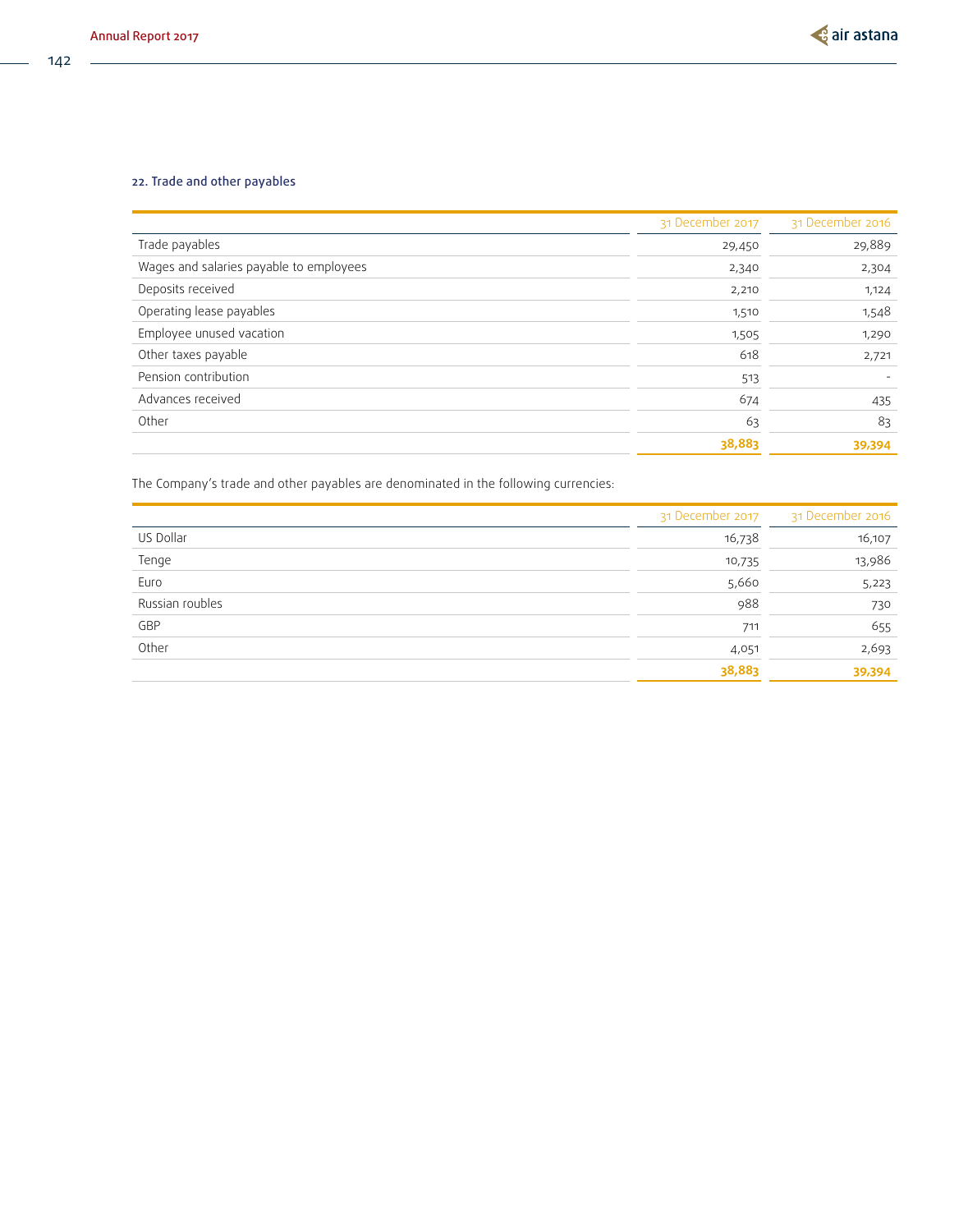### 22. Trade and other payables

| | 31 December 2017 | 31 December 2016 |
|---|---|---|
| Trade payables | 29,450 | 29,889 |
| Wages and salaries payable to employees | 2,340 | 2,304 |
| Deposits received | 2,210 | 1,124 |
| Operating lease payables | 1,510 | 1,548 |
| Employee unused vacation | 1,505 | 1,290 |
| Other taxes payable | 618 | 2,721 |
| Pension contribution | 513 | - |
| Advances received | 674 | 435 |
| Other | 63 | 83 |
| | **38,883** | **39,394** |

The Company's trade and other payables are denominated in the following currencies:

| | 31 December 2017 | 31 December 2016 |
|---|---|---|
| US Dollar | 16,738 | 16,107 |
| Tenge | 10,735 | 13,986 |
| Euro | 5,660 | 5,223 |
| Russian roubles | 988 | 730 |
| GBP | 711 | 655 |
| Other | 4,051 | 2,693 |
| | **38,883** | **39,394** |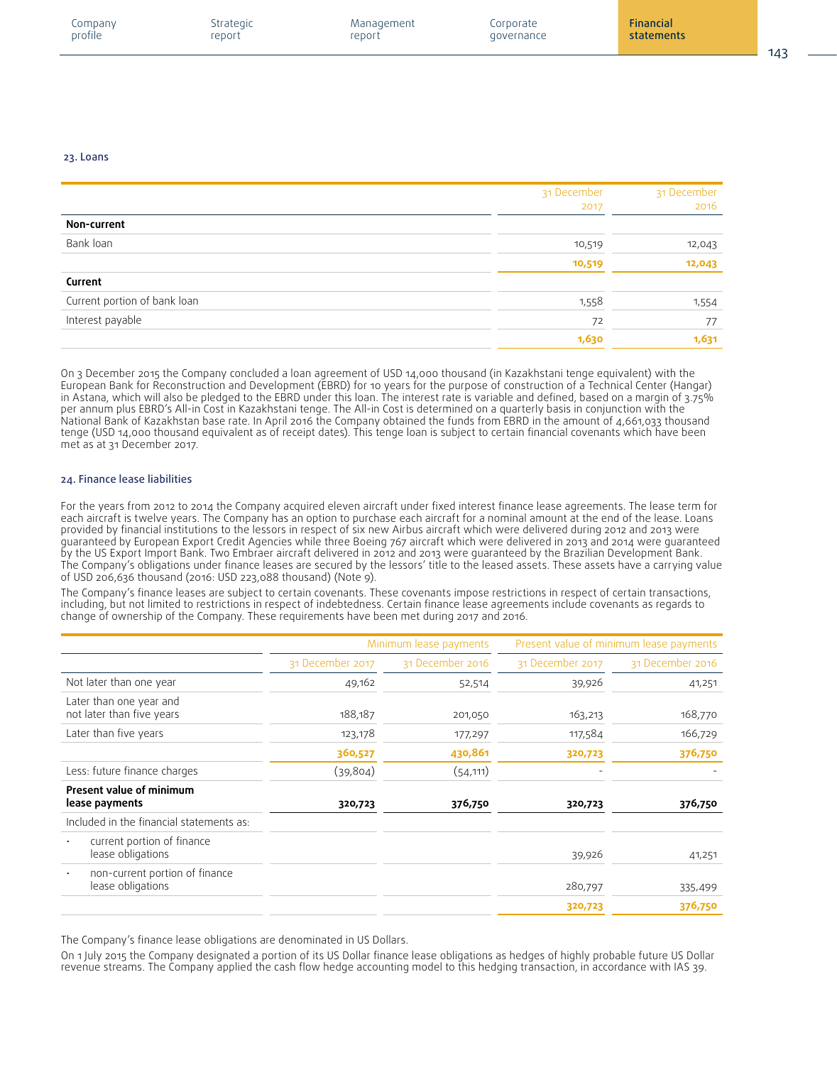### 23. Loans

| | 31 December 2017 | 31 December 2016 |
|---|---|---|
| **Non-current** | | |
| Bank loan | 10,519 | 12,043 |
| | **10,519** | **12,043** |
| **Current** | | |
| Current portion of bank loan | 1,558 | 1,554 |
| Interest payable | 72 | 77 |
| | **1,630** | **1,631** |

On 3 December 2015 the Company concluded a loan agreement of USD 14,000 thousand (in Kazakhstani tenge equivalent) with the European Bank for Reconstruction and Development (EBRD) for 10 years for the purpose of construction of a Technical Center (Hangar) in Astana, which will also be pledged to the EBRD under this loan. The interest rate is variable and defined, based on a margin of 3.75% per annum plus EBRD's All-in Cost in Kazakhstani tenge. The All-in Cost is determined on a quarterly basis in conjunction with the National Bank of Kazakhstan base rate. In April 2016 the Company obtained the funds from EBRD in the amount of 4,661,033 thousand tenge (USD 14,000 thousand equivalent as of receipt dates). This tenge loan is subject to certain financial covenants which have been met as at 31 December 2017.

### 24. Finance lease liabilities

For the years from 2012 to 2014 the Company acquired eleven aircraft under fixed interest finance lease agreements. The lease term for each aircraft is twelve years. The Company has an option to purchase each aircraft for a nominal amount at the end of the lease. Loans provided by financial institutions to the lessors in respect of six new Airbus aircraft which were delivered during 2012 and 2013 were guaranteed by European Export Credit Agencies while three Boeing 767 aircraft which were delivered in 2013 and 2014 were guaranteed by the US Export Import Bank. Two Embraer aircraft delivered in 2012 and 2013 were guaranteed by the Brazilian Development Bank. The Company's obligations under finance leases are secured by the lessors' title to the leased assets. These assets have a carrying value of USD 206,636 thousand (2016: USD 223,088 thousand) (Note 9).

The Company's finance leases are subject to certain covenants. These covenants impose restrictions in respect of certain transactions, including, but not limited to restrictions in respect of indebtedness. Certain finance lease agreements include covenants as regards to change of ownership of the Company. These requirements have been met during 2017 and 2016.

| | Minimum lease payments | | Present value of minimum lease payments | |
|---|---|---|---|---|
| | 31 December 2017 | 31 December 2016 | 31 December 2017 | 31 December 2016 |
| Not later than one year | 49,162 | 52,514 | 39,926 | 41,251 |
| Later than one year and not later than five years | 188,187 | 201,050 | 163,213 | 168,770 |
| Later than five years | 123,178 | 177,297 | 117,584 | 166,729 |
| | **360,527** | **430,861** | **320,723** | **376,750** |
| Less: future finance charges | (39,804) | (54,111) | - | - |
| **Present value of minimum lease payments** | **320,723** | **376,750** | **320,723** | **376,750** |
| Included in the financial statements as: | | | | |
| • current portion of finance lease obligations | | | 39,926 | 41,251 |
| • non-current portion of finance lease obligations | | | 280,797 | 335,499 |
| | | | **320,723** | **376,750** |

The Company's finance lease obligations are denominated in US Dollars.

On 1 July 2015 the Company designated a portion of its US Dollar finance lease obligations as hedges of highly probable future US Dollar revenue streams. The Company applied the cash flow hedge accounting model to this hedging transaction, in accordance with IAS 39.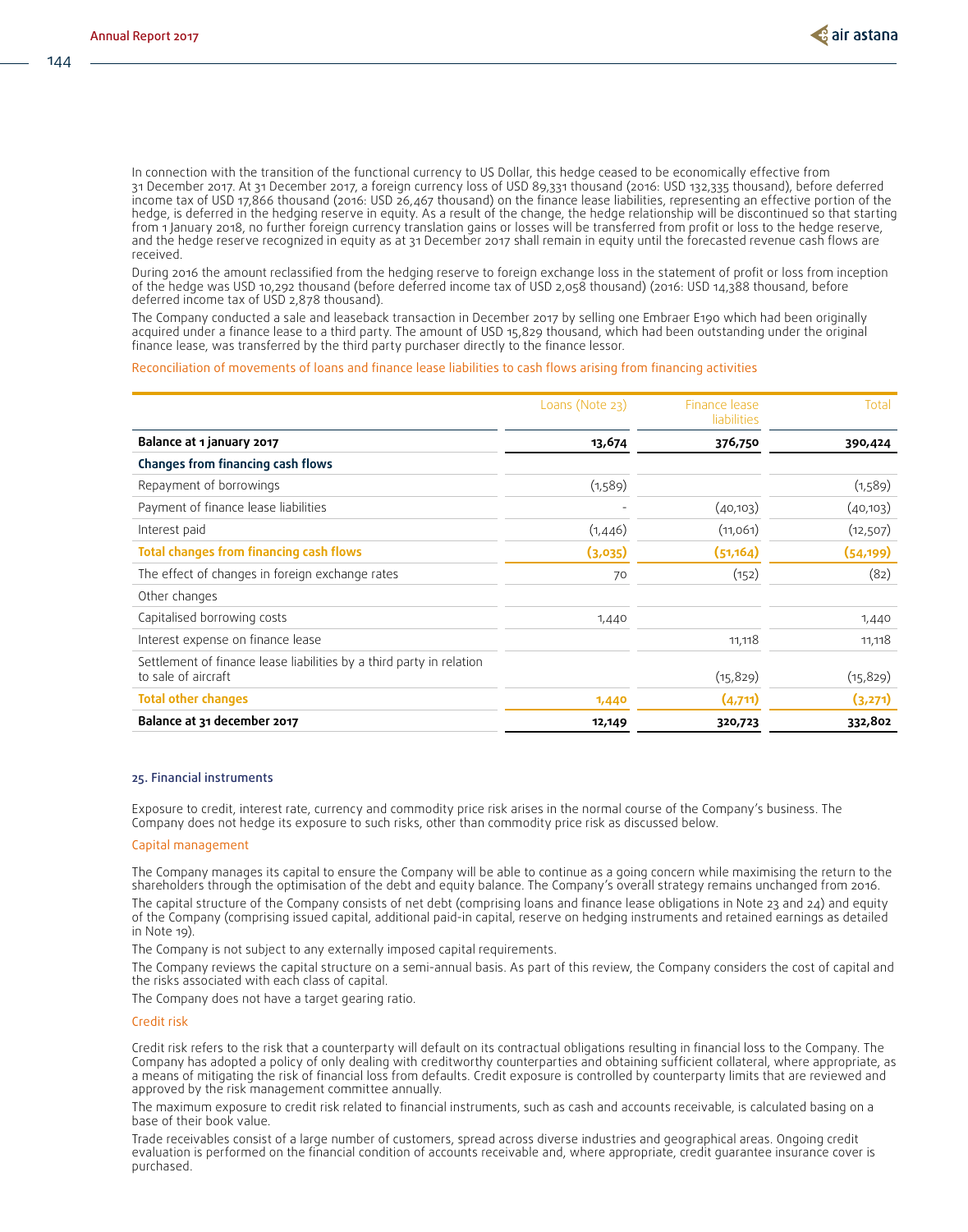In connection with the transition of the functional currency to US Dollar, this hedge ceased to be economically effective from 31 December 2017. At 31 December 2017, a foreign currency loss of USD 89,331 thousand (2016: USD 132,335 thousand), before deferred income tax of USD 17,866 thousand (2016: USD 26,467 thousand) on the finance lease liabilities, representing an effective portion of the hedge, is deferred in the hedging reserve in equity. As a result of the change, the hedge relationship will be discontinued so that starting from 1 January 2018, no further foreign currency translation gains or losses will be transferred from profit or loss to the hedge reserve, and the hedge reserve recognized in equity as at 31 December 2017 shall remain in equity until the forecasted revenue cash flows are received.

During 2016 the amount reclassified from the hedging reserve to foreign exchange loss in the statement of profit or loss from inception of the hedge was USD 10,292 thousand (before deferred income tax of USD 2,058 thousand) (2016: USD 14,388 thousand, before deferred income tax of USD 2,878 thousand).

The Company conducted a sale and leaseback transaction in December 2017 by selling one Embraer E190 which had been originally acquired under a finance lease to a third party. The amount of USD 15,829 thousand, which had been outstanding under the original finance lease, was transferred by the third party purchaser directly to the finance lessor.

### Reconciliation of movements of loans and finance lease liabilities to cash flows arising from financing activities

| | Loans (Note 23) | Finance lease liabilities | Total |
|---|---|---|---|
| **Balance at 1 january 2017** | **13,674** | **376,750** | **390,424** |
| **Changes from financing cash flows** | | | |
| Repayment of borrowings | (1,589) | | (1,589) |
| Payment of finance lease liabilities | - | (40,103) | (40,103) |
| Interest paid | (1,446) | (11,061) | (12,507) |
| **Total changes from financing cash flows** | **(3,035)** | **(51,164)** | **(54,199)** |
| The effect of changes in foreign exchange rates | 70 | (152) | (82) |
| Other changes | | | |
| Capitalised borrowing costs | 1,440 | | 1,440 |
| Interest expense on finance lease | | 11,118 | 11,118 |
| Settlement of finance lease liabilities by a third party in relation to sale of aircraft | | (15,829) | (15,829) |
| **Total other changes** | **1,440** | **(4,711)** | **(3,271)** |
| **Balance at 31 december 2017** | **12,149** | **320,723** | **332,802** |

## 25. Financial instruments

Exposure to credit, interest rate, currency and commodity price risk arises in the normal course of the Company's business. The Company does not hedge its exposure to such risks, other than commodity price risk as discussed below.

### Capital management

The Company manages its capital to ensure the Company will be able to continue as a going concern while maximising the return to the shareholders through the optimisation of the debt and equity balance. The Company's overall strategy remains unchanged from 2016.

The capital structure of the Company consists of net debt (comprising loans and finance lease obligations in Note 23 and 24) and equity of the Company (comprising issued capital, additional paid-in capital, reserve on hedging instruments and retained earnings as detailed in Note 19).

The Company is not subject to any externally imposed capital requirements.

The Company reviews the capital structure on a semi-annual basis. As part of this review, the Company considers the cost of capital and the risks associated with each class of capital.

The Company does not have a target gearing ratio.

### Credit risk

Credit risk refers to the risk that a counterparty will default on its contractual obligations resulting in financial loss to the Company. The Company has adopted a policy of only dealing with creditworthy counterparties and obtaining sufficient collateral, where appropriate, as a means of mitigating the risk of financial loss from defaults. Credit exposure is controlled by counterparty limits that are reviewed and approved by the risk management committee annually.

The maximum exposure to credit risk related to financial instruments, such as cash and accounts receivable, is calculated basing on a base of their book value.

Trade receivables consist of a large number of customers, spread across diverse industries and geographical areas. Ongoing credit evaluation is performed on the financial condition of accounts receivable and, where appropriate, credit guarantee insurance cover is purchased.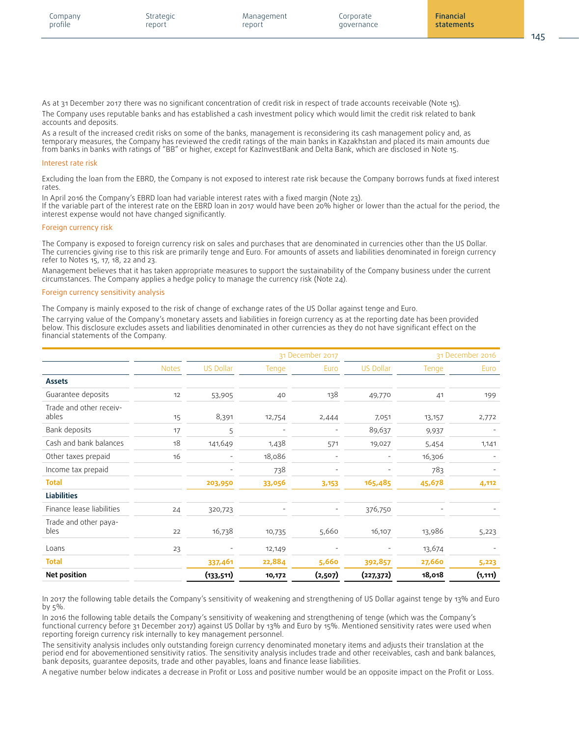As at 31 December 2017 there was no significant concentration of credit risk in respect of trade accounts receivable (Note 15).

The Company uses reputable banks and has established a cash investment policy which would limit the credit risk related to bank accounts and deposits.

As a result of the increased credit risks on some of the banks, management is reconsidering its cash management policy and, as temporary measures, the Company has reviewed the credit ratings of the main banks in Kazakhstan and placed its main amounts due from banks in banks with ratings of "BB" or higher, except for KazInvestBank and Delta Bank, which are disclosed in Note 15.

### Interest rate risk

Excluding the loan from the EBRD, the Company is not exposed to interest rate risk because the Company borrows funds at fixed interest rates.

In April 2016 the Company's EBRD loan had variable interest rates with a fixed margin (Note 23).
If the variable part of the interest rate on the EBRD loan in 2017 would have been 20% higher or lower than the actual for the period, the interest expense would not have changed significantly.

### Foreign currency risk

The Company is exposed to foreign currency risk on sales and purchases that are denominated in currencies other than the US Dollar. The currencies giving rise to this risk are primarily tenge and Euro. For amounts of assets and liabilities denominated in foreign currency refer to Notes 15, 17, 18, 22 and 23.

Management believes that it has taken appropriate measures to support the sustainability of the Company business under the current circumstances. The Company applies a hedge policy to manage the currency risk (Note 24).

### Foreign currency sensitivity analysis

The Company is mainly exposed to the risk of change of exchange rates of the US Dollar against tenge and Euro.

The carrying value of the Company's monetary assets and liabilities in foreign currency as at the reporting date has been provided below. This disclosure excludes assets and liabilities denominated in other currencies as they do not have significant effect on the financial statements of the Company.

| | | 31 December 2017 | | | 31 December 2016 | | |
|---|---|---|---|---|---|---|---|
| | Notes | US Dollar | Tenge | Euro | US Dollar | Tenge | Euro |
| **Assets** | | | | | | | |
| Guarantee deposits | 12 | 53,905 | 40 | 138 | 49,770 | 41 | 199 |
| Trade and other receivables | 15 | 8,391 | 12,754 | 2,444 | 7,051 | 13,157 | 2,772 |
| Bank deposits | 17 | 5 | - | - | 89,637 | 9,937 | - |
| Cash and bank balances | 18 | 141,649 | 1,438 | 571 | 19,027 | 5,454 | 1,141 |
| Other taxes prepaid | 16 | - | 18,086 | - | - | 16,306 | - |
| Income tax prepaid | | - | 738 | - | - | 783 | - |
| **Total** | | **203,950** | **33,056** | **3,153** | **165,485** | **45,678** | **4,112** |
| **Liabilities** | | | | | | | |
| Finance lease liabilities | 24 | 320,723 | - | - | 376,750 | - | - |
| Trade and other payables | 22 | 16,738 | 10,735 | 5,660 | 16,107 | 13,986 | 5,223 |
| Loans | 23 | - | 12,149 | - | - | 13,674 | - |
| **Total** | | **337,461** | **22,884** | **5,660** | **392,857** | **27,660** | **5,223** |
| **Net position** | | **(133,511)** | **10,172** | **(2,507)** | **(227,372)** | **18,018** | **(1,111)** |

In 2017 the following table details the Company's sensitivity of weakening and strengthening of US Dollar against tenge by 13% and Euro by 5%.

In 2016 the following table details the Company's sensitivity of weakening and strengthening of tenge (which was the Company's functional currency before 31 December 2017) against US Dollar by 13% and Euro by 15%. Mentioned sensitivity rates were used when reporting foreign currency risk internally to key management personnel.

The sensitivity analysis includes only outstanding foreign currency denominated monetary items and adjusts their translation at the period end for abovementioned sensitivity ratios. The sensitivity analysis includes trade and other receivables, cash and bank balances, bank deposits, guarantee deposits, trade and other payables, loans and finance lease liabilities.

A negative number below indicates a decrease in Profit or Loss and positive number would be an opposite impact on the Profit or Loss.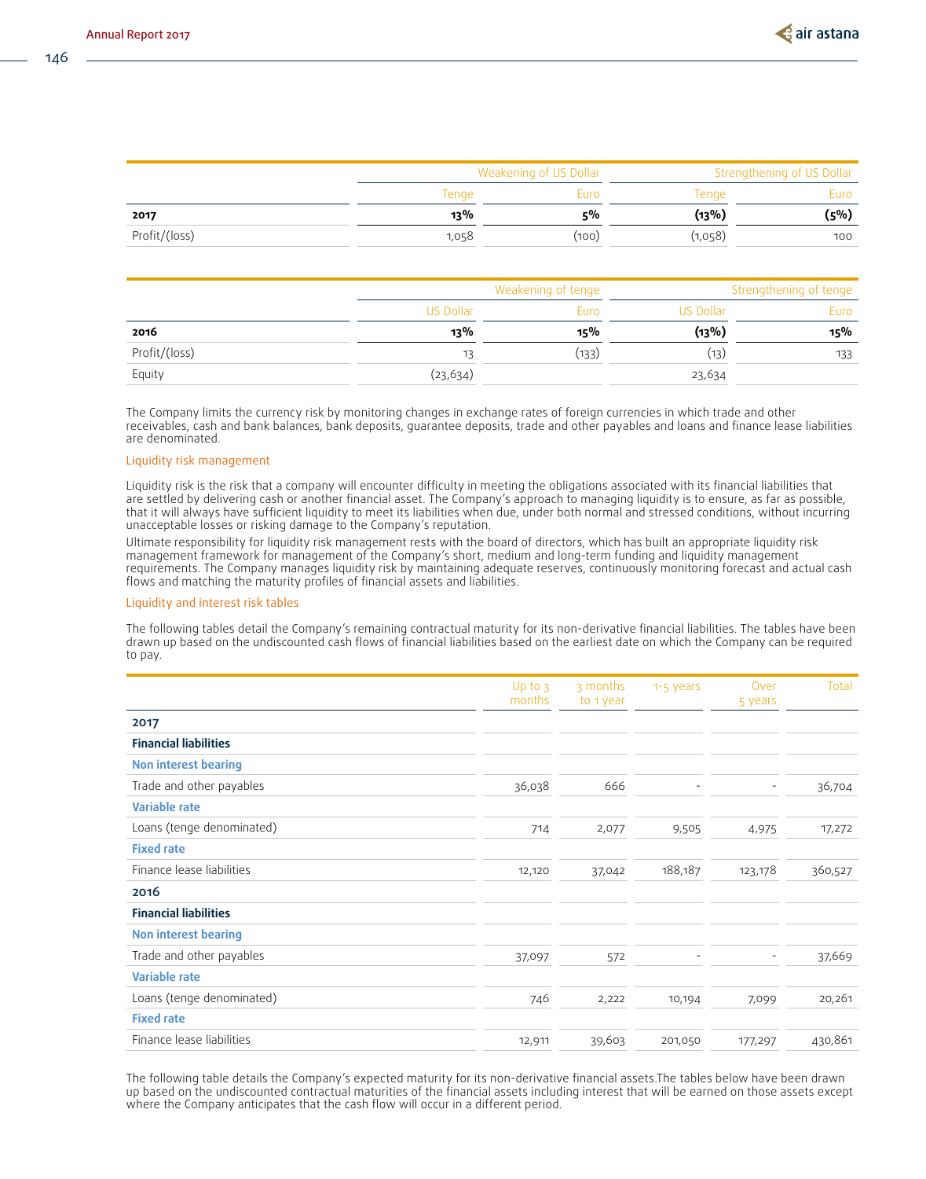| | Weakening of US Dollar | | Strengthening of US Dollar | |
|---|---|---|---|---|
| | Tenge | Euro | Tenge | Euro |
| **2017** | **13%** | **5%** | **(13%)** | **(5%)** |
| Profit/(loss) | 1,058 | (100) | (1,058) | 100 |

| | Weakening of tenge | | Strengthening of tenge | |
|---|---|---|---|---|
| | US Dollar | Euro | US Dollar | Euro |
| **2016** | **13%** | **15%** | **(13%)** | **15%** |
| Profit/(loss) | 13 | (133) | (13) | 133 |
| Equity | (23,634) | | 23,634 | |

The Company limits the currency risk by monitoring changes in exchange rates of foreign currencies in which trade and other receivables, cash and bank balances, bank deposits, guarantee deposits, trade and other payables and loans and finance lease liabilities are denominated.

### Liquidity risk management

Liquidity risk is the risk that a company will encounter difficulty in meeting the obligations associated with its financial liabilities that are settled by delivering cash or another financial asset. The Company's approach to managing liquidity is to ensure, as far as possible, that it will always have sufficient liquidity to meet its liabilities when due, under both normal and stressed conditions, without incurring unacceptable losses or risking damage to the Company's reputation.

Ultimate responsibility for liquidity risk management rests with the board of directors, which has built an appropriate liquidity risk management framework for management of the Company's short, medium and long-term funding and liquidity management requirements. The Company manages liquidity risk by maintaining adequate reserves, continuously monitoring forecast and actual cash flows and matching the maturity profiles of financial assets and liabilities.

### Liquidity and interest risk tables

The following tables detail the Company's remaining contractual maturity for its non-derivative financial liabilities. The tables have been drawn up based on the undiscounted cash flows of financial liabilities based on the earliest date on which the Company can be required to pay.

| | Up to 3 months | 3 months to 1 year | 1-5 years | Over 5 years | Total |
|---|---|---|---|---|---|
| **2017** | | | | | |
| **Financial liabilities** | | | | | |
| **Non interest bearing** | | | | | |
| Trade and other payables | 36,038 | 666 | - | - | 36,704 |
| **Variable rate** | | | | | |
| Loans (tenge denominated) | 714 | 2,077 | 9,505 | 4,975 | 17,272 |
| **Fixed rate** | | | | | |
| Finance lease liabilities | 12,120 | 37,042 | 188,187 | 123,178 | 360,527 |
| **2016** | | | | | |
| **Financial liabilities** | | | | | |
| **Non interest bearing** | | | | | |
| Trade and other payables | 37,097 | 572 | - | - | 37,669 |
| **Variable rate** | | | | | |
| Loans (tenge denominated) | 746 | 2,222 | 10,194 | 7,099 | 20,261 |
| **Fixed rate** | | | | | |
| Finance lease liabilities | 12,911 | 39,603 | 201,050 | 177,297 | 430,861 |

The following table details the Company's expected maturity for its non-derivative financial assets.The tables below have been drawn up based on the undiscounted contractual maturities of the financial assets including interest that will be earned on those assets except where the Company anticipates that the cash flow will occur in a different period.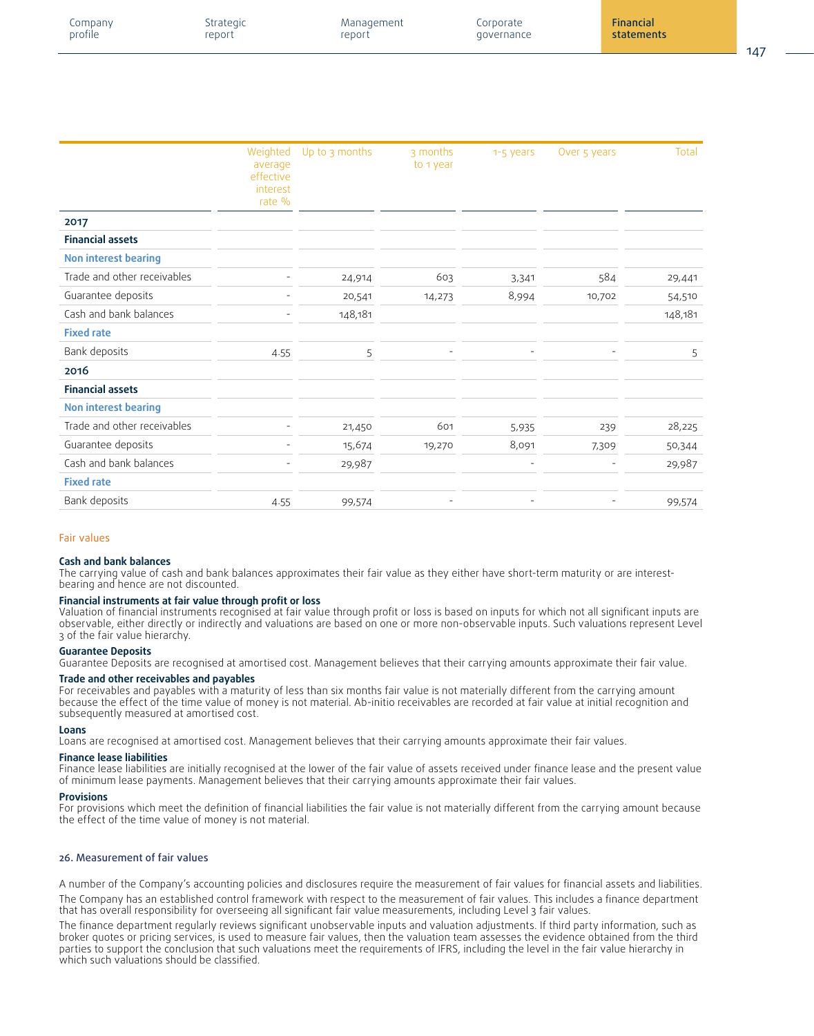| | Weighted average effective interest rate % | Up to 3 months | 3 months to 1 year | 1-5 years | Over 5 years | Total |
|---|---|---|---|---|---|---|
| **2017** | | | | | | |
| **Financial assets** | | | | | | |
| **Non interest bearing** | | | | | | |
| Trade and other receivables | - | 24,914 | 603 | 3,341 | 584 | 29,441 |
| Guarantee deposits | - | 20,541 | 14,273 | 8,994 | 10,702 | 54,510 |
| Cash and bank balances | - | 148,181 | | | | 148,181 |
| **Fixed rate** | | | | | | |
| Bank deposits | 4.55 | 5 | - | - | - | 5 |
| **2016** | | | | | | |
| **Financial assets** | | | | | | |
| **Non interest bearing** | | | | | | |
| Trade and other receivables | - | 21,450 | 601 | 5,935 | 239 | 28,225 |
| Guarantee deposits | - | 15,674 | 19,270 | 8,091 | 7,309 | 50,344 |
| Cash and bank balances | - | 29,987 | | - | - | 29,987 |
| **Fixed rate** | | | | | | |
| Bank deposits | 4.55 | 99,574 | - | - | - | 99,574 |

### Fair values

**Cash and bank balances**
The carrying value of cash and bank balances approximates their fair value as they either have short-term maturity or are interest-bearing and hence are not discounted.

**Financial instruments at fair value through profit or loss**
Valuation of financial instruments recognised at fair value through profit or loss is based on inputs for which not all significant inputs are observable, either directly or indirectly and valuations are based on one or more non-observable inputs. Such valuations represent Level 3 of the fair value hierarchy.

**Guarantee Deposits**
Guarantee Deposits are recognised at amortised cost. Management believes that their carrying amounts approximate their fair value.

**Trade and other receivables and payables**
For receivables and payables with a maturity of less than six months fair value is not materially different from the carrying amount because the effect of the time value of money is not material. Ab-initio receivables are recorded at fair value at initial recognition and subsequently measured at amortised cost.

**Loans**
Loans are recognised at amortised cost. Management believes that their carrying amounts approximate their fair values.

**Finance lease liabilities**
Finance lease liabilities are initially recognised at the lower of the fair value of assets received under finance lease and the present value of minimum lease payments. Management believes that their carrying amounts approximate their fair values.

**Provisions**
For provisions which meet the definition of financial liabilities the fair value is not materially different from the carrying amount because the effect of the time value of money is not material.

## 26. Measurement of fair values

A number of the Company's accounting policies and disclosures require the measurement of fair values for financial assets and liabilities.

The Company has an established control framework with respect to the measurement of fair values. This includes a finance department that has overall responsibility for overseeing all significant fair value measurements, including Level 3 fair values.

The finance department regularly reviews significant unobservable inputs and valuation adjustments. If third party information, such as broker quotes or pricing services, is used to measure fair values, then the valuation team assesses the evidence obtained from the third parties to support the conclusion that such valuations meet the requirements of IFRS, including the level in the fair value hierarchy in which such valuations should be classified.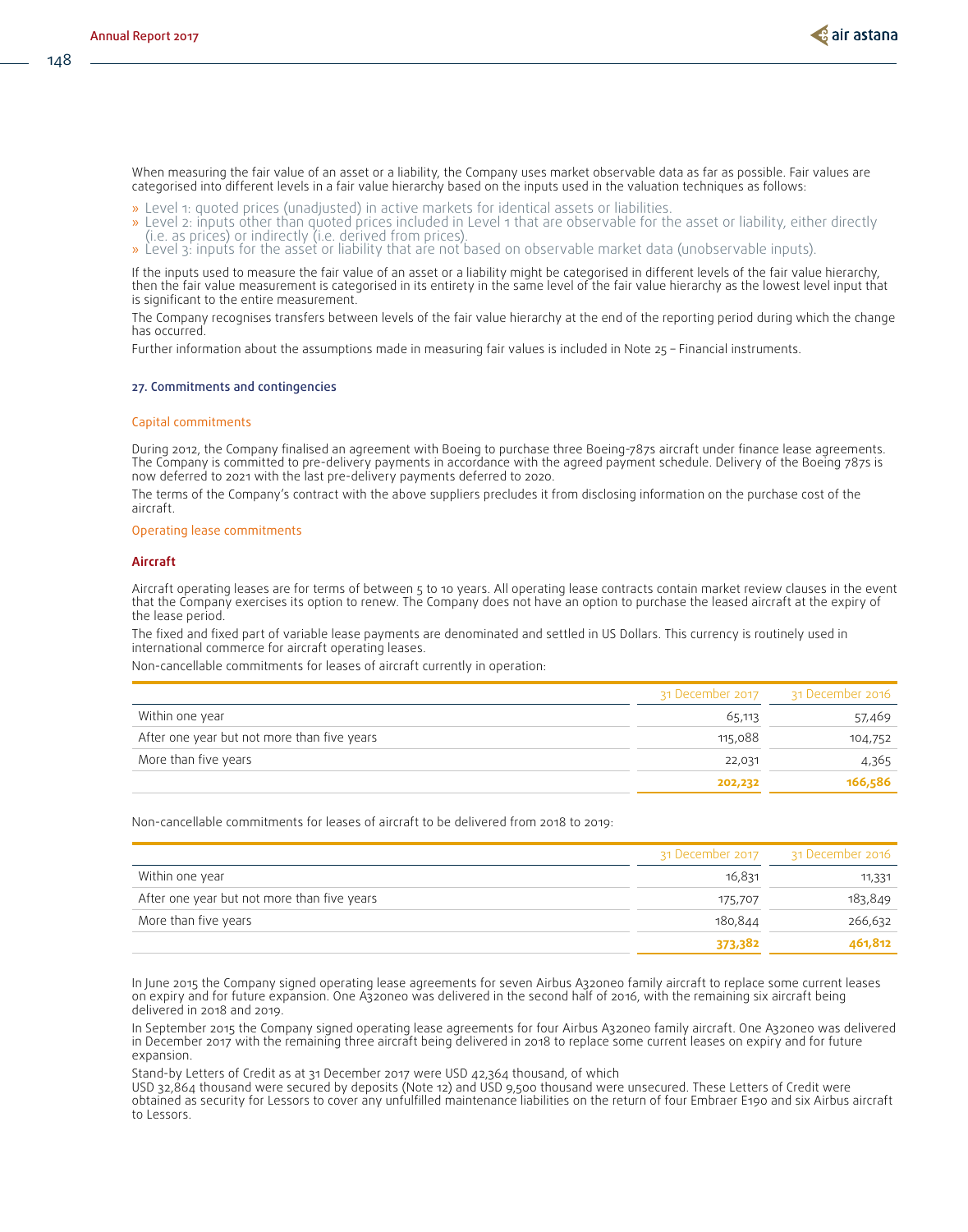When measuring the fair value of an asset or a liability, the Company uses market observable data as far as possible. Fair values are categorised into different levels in a fair value hierarchy based on the inputs used in the valuation techniques as follows:

» Level 1: quoted prices (unadjusted) in active markets for identical assets or liabilities.
» Level 2: inputs other than quoted prices included in Level 1 that are observable for the asset or liability, either directly (i.e. as prices) or indirectly (i.e. derived from prices).
» Level 3: inputs for the asset or liability that are not based on observable market data (unobservable inputs).

If the inputs used to measure the fair value of an asset or a liability might be categorised in different levels of the fair value hierarchy, then the fair value measurement is categorised in its entirety in the same level of the fair value hierarchy as the lowest level input that is significant to the entire measurement.

The Company recognises transfers between levels of the fair value hierarchy at the end of the reporting period during which the change has occurred.

Further information about the assumptions made in measuring fair values is included in Note 25 – Financial instruments.

## 27. Commitments and contingencies

### Capital commitments

During 2012, the Company finalised an agreement with Boeing to purchase three Boeing-787s aircraft under finance lease agreements. The Company is committed to pre-delivery payments in accordance with the agreed payment schedule. Delivery of the Boeing 787s is now deferred to 2021 with the last pre-delivery payments deferred to 2020.

The terms of the Company's contract with the above suppliers precludes it from disclosing information on the purchase cost of the aircraft.

### Operating lease commitments

#### Aircraft

Aircraft operating leases are for terms of between 5 to 10 years. All operating lease contracts contain market review clauses in the event that the Company exercises its option to renew. The Company does not have an option to purchase the leased aircraft at the expiry of the lease period.

The fixed and fixed part of variable lease payments are denominated and settled in US Dollars. This currency is routinely used in international commerce for aircraft operating leases.

Non-cancellable commitments for leases of aircraft currently in operation:

| | 31 December 2017 | 31 December 2016 |
|---|---|---|
| Within one year | 65,113 | 57,469 |
| After one year but not more than five years | 115,088 | 104,752 |
| More than five years | 22,031 | 4,365 |
| | **202,232** | **166,586** |

Non-cancellable commitments for leases of aircraft to be delivered from 2018 to 2019:

| | 31 December 2017 | 31 December 2016 |
|---|---|---|
| Within one year | 16,831 | 11,331 |
| After one year but not more than five years | 175,707 | 183,849 |
| More than five years | 180,844 | 266,632 |
| | **373,382** | **461,812** |

In June 2015 the Company signed operating lease agreements for seven Airbus A320neo family aircraft to replace some current leases on expiry and for future expansion. One A320neo was delivered in the second half of 2016, with the remaining six aircraft being delivered in 2018 and 2019.

In September 2015 the Company signed operating lease agreements for four Airbus A320neo family aircraft. One A320neo was delivered in December 2017 with the remaining three aircraft being delivered in 2018 to replace some current leases on expiry and for future expansion.

Stand-by Letters of Credit as at 31 December 2017 were USD 42,364 thousand, of which USD 32,864 thousand were secured by deposits (Note 12) and USD 9,500 thousand were unsecured. These Letters of Credit were obtained as security for Lessors to cover any unfulfilled maintenance liabilities on the return of four Embraer E190 and six Airbus aircraft to Lessors.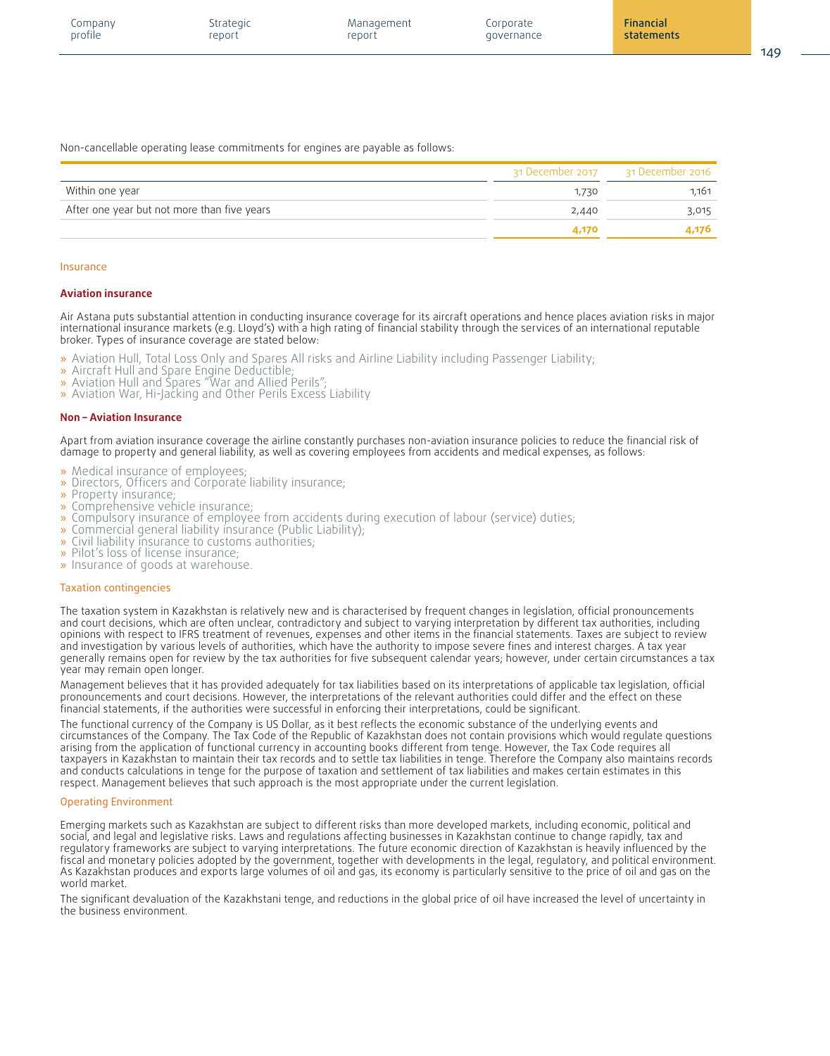Non-cancellable operating lease commitments for engines are payable as follows:

| | 31 December 2017 | 31 December 2016 |
|---|---|---|
| Within one year | 1,730 | 1,161 |
| After one year but not more than five years | 2,440 | 3,015 |
| | **4,170** | **4,176** |

## Insurance

### Aviation insurance

Air Astana puts substantial attention in conducting insurance coverage for its aircraft operations and hence places aviation risks in major international insurance markets (e.g. Lloyd's) with a high rating of financial stability through the services of an international reputable broker. Types of insurance coverage are stated below:

- Aviation Hull, Total Loss Only and Spares All risks and Airline Liability including Passenger Liability;
- Aircraft Hull and Spare Engine Deductible;
- Aviation Hull and Spares "War and Allied Perils";
- Aviation War, Hi-Jacking and Other Perils Excess Liability

### Non – Aviation Insurance

Apart from aviation insurance coverage the airline constantly purchases non-aviation insurance policies to reduce the financial risk of damage to property and general liability, as well as covering employees from accidents and medical expenses, as follows:

- Medical insurance of employees;
- Directors, Officers and Corporate liability insurance;
- Property insurance;
- Comprehensive vehicle insurance;
- Compulsory insurance of employee from accidents during execution of labour (service) duties;
- Commercial general liability insurance (Public Liability);
- Civil liability insurance to customs authorities;
- Pilot's loss of license insurance;
- Insurance of goods at warehouse.

## Taxation contingencies

The taxation system in Kazakhstan is relatively new and is characterised by frequent changes in legislation, official pronouncements and court decisions, which are often unclear, contradictory and subject to varying interpretation by different tax authorities, including opinions with respect to IFRS treatment of revenues, expenses and other items in the financial statements. Taxes are subject to review and investigation by various levels of authorities, which have the authority to impose severe fines and interest charges. A tax year generally remains open for review by the tax authorities for five subsequent calendar years; however, under certain circumstances a tax year may remain open longer.

Management believes that it has provided adequately for tax liabilities based on its interpretations of applicable tax legislation, official pronouncements and court decisions. However, the interpretations of the relevant authorities could differ and the effect on these financial statements, if the authorities were successful in enforcing their interpretations, could be significant.

The functional currency of the Company is US Dollar, as it best reflects the economic substance of the underlying events and circumstances of the Company. The Tax Code of the Republic of Kazakhstan does not contain provisions which would regulate questions arising from the application of functional currency in accounting books different from tenge. However, the Tax Code requires all taxpayers in Kazakhstan to maintain their tax records and to settle tax liabilities in tenge. Therefore the Company also maintains records and conducts calculations in tenge for the purpose of taxation and settlement of tax liabilities and makes certain estimates in this respect. Management believes that such approach is the most appropriate under the current legislation.

## Operating Environment

Emerging markets such as Kazakhstan are subject to different risks than more developed markets, including economic, political and social, and legal and legislative risks. Laws and regulations affecting businesses in Kazakhstan continue to change rapidly, tax and regulatory frameworks are subject to varying interpretations. The future economic direction of Kazakhstan is heavily influenced by the fiscal and monetary policies adopted by the government, together with developments in the legal, regulatory, and political environment. As Kazakhstan produces and exports large volumes of oil and gas, its economy is particularly sensitive to the price of oil and gas on the world market.

The significant devaluation of the Kazakhstani tenge, and reductions in the global price of oil have increased the level of uncertainty in the business environment.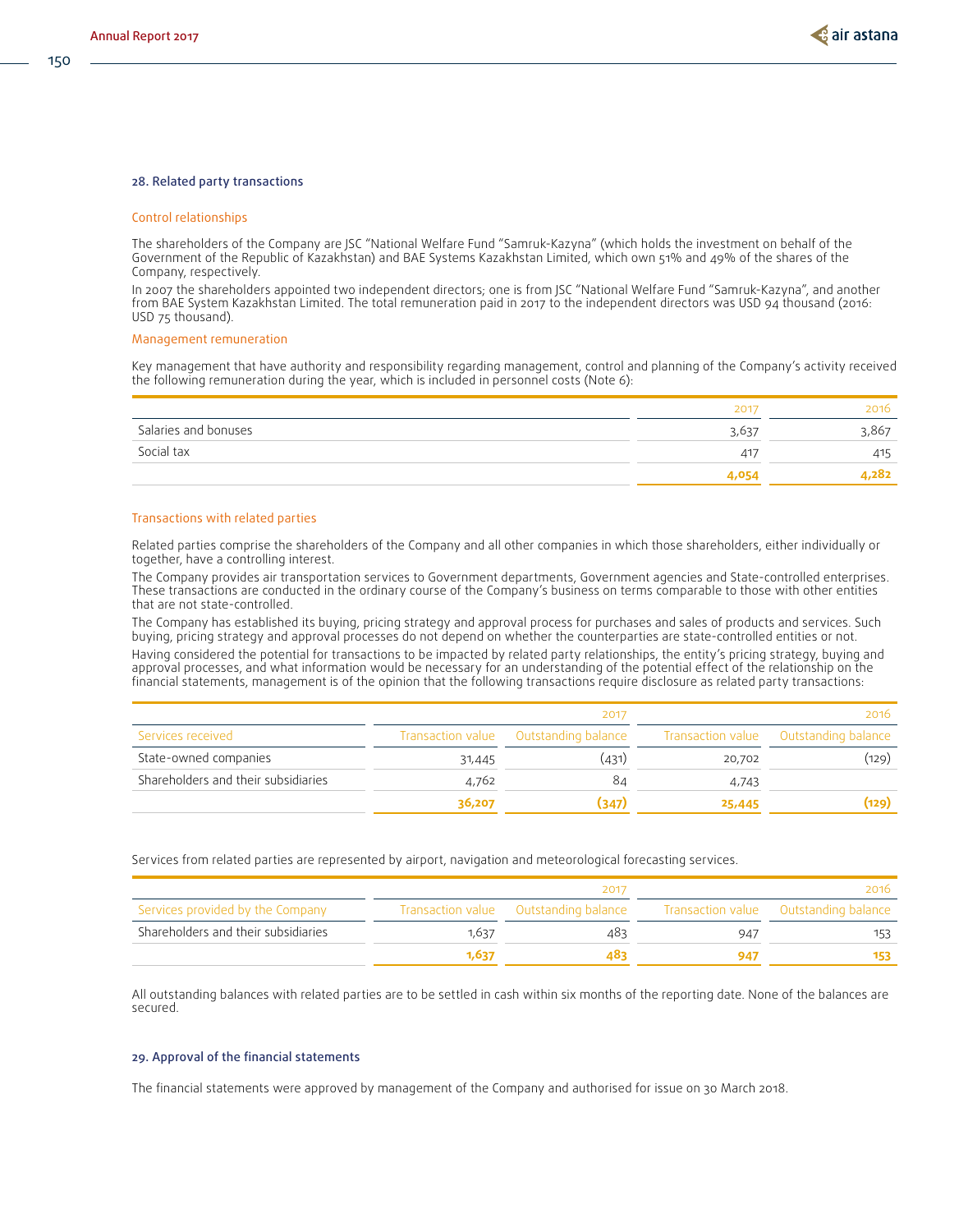## 28. Related party transactions

### Control relationships

The shareholders of the Company are JSC "National Welfare Fund "Samruk-Kazyna" (which holds the investment on behalf of the Government of the Republic of Kazakhstan) and BAE Systems Kazakhstan Limited, which own 51% and 49% of the shares of the Company, respectively.

In 2007 the shareholders appointed two independent directors; one is from JSC "National Welfare Fund "Samruk-Kazyna", and another from BAE System Kazakhstan Limited. The total remuneration paid in 2017 to the independent directors was USD 94 thousand (2016: USD 75 thousand).

### Management remuneration

Key management that have authority and responsibility regarding management, control and planning of the Company's activity received the following remuneration during the year, which is included in personnel costs (Note 6):

| | 2017 | 2016 |
|---|---|---|
| Salaries and bonuses | 3,637 | 3,867 |
| Social tax | 417 | 415 |
| | **4,054** | **4,282** |

### Transactions with related parties

Related parties comprise the shareholders of the Company and all other companies in which those shareholders, either individually or together, have a controlling interest.

The Company provides air transportation services to Government departments, Government agencies and State-controlled enterprises. These transactions are conducted in the ordinary course of the Company's business on terms comparable to those with other entities that are not state-controlled.

The Company has established its buying, pricing strategy and approval process for purchases and sales of products and services. Such buying, pricing strategy and approval processes do not depend on whether the counterparties are state-controlled entities or not.

Having considered the potential for transactions to be impacted by related party relationships, the entity's pricing strategy, buying and approval processes, and what information would be necessary for an understanding of the potential effect of the relationship on the financial statements, management is of the opinion that the following transactions require disclosure as related party transactions:

| | 2017 | | 2016 | |
|---|---|---|---|---|
| Services received | Transaction value | Outstanding balance | Transaction value | Outstanding balance |
| State-owned companies | 31,445 | (431) | 20,702 | (129) |
| Shareholders and their subsidiaries | 4,762 | 84 | 4,743 | |
| | **36,207** | **(347)** | **25,445** | **(129)** |

Services from related parties are represented by airport, navigation and meteorological forecasting services.

| | 2017 | | 2016 | |
|---|---|---|---|---|
| Services provided by the Company | Transaction value | Outstanding balance | Transaction value | Outstanding balance |
| Shareholders and their subsidiaries | 1,637 | 483 | 947 | 153 |
| | **1,637** | **483** | **947** | **153** |

All outstanding balances with related parties are to be settled in cash within six months of the reporting date. None of the balances are secured.

## 29. Approval of the financial statements

The financial statements were approved by management of the Company and authorised for issue on 30 March 2018.